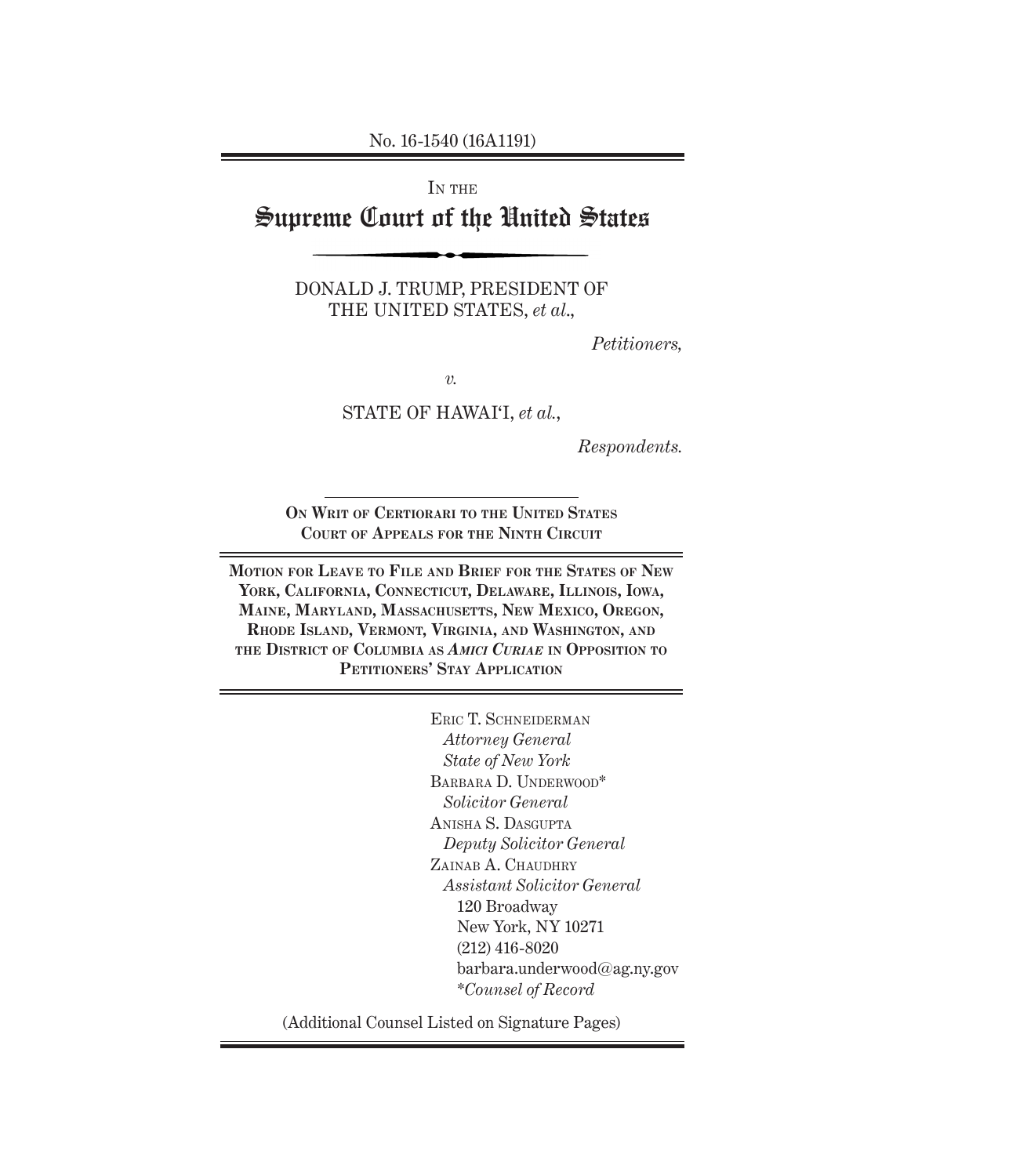No. 16-1540 (16A1191)

IN THE

# Supreme Court of the United States

DONALD J. TRUMP, PRESIDENT OF THE UNITED STATES, *et al.*,

*Petitioners,*

*v.*

STATE OF HAWAI'I, *et al.*,

*Respondents.*

**ON WRIT OF CERTIORARI TO THE UNITED STATES COURT OF APPEALS FOR THE NINTH CIRCUIT**

**MOTION FOR LEAVE TO FILE AND BRIEF FOR THE STATES OF NEW YORK, CALIFORNIA, CONNECTICUT, DELAWARE, ILLINOIS, IOWA, MAINE, MARYLAND, MASSACHUSETTS, NEW MEXICO, OREGON, RHODE ISLAND, VERMONT, VIRGINIA, AND WASHINGTON, AND THE DISTRICT OF COLUMBIA AS *AMICI CURIAE* IN OPPOSITION TO PETITIONERS' STAY APPLICATION**

ERIC T. SCHNEIDERMAN
*Attorney General*
*State of New York*
BARBARA D. UNDERWOOD*
*Solicitor General*
ANISHA S. DASGUPTA
*Deputy Solicitor General*
ZAINAB A. CHAUDHRY
*Assistant Solicitor General*
120 Broadway
New York, NY 10271
(212) 416-8020
barbara.underwood@ag.ny.gov
*\*Counsel of Record*

(Additional Counsel Listed on Signature Pages)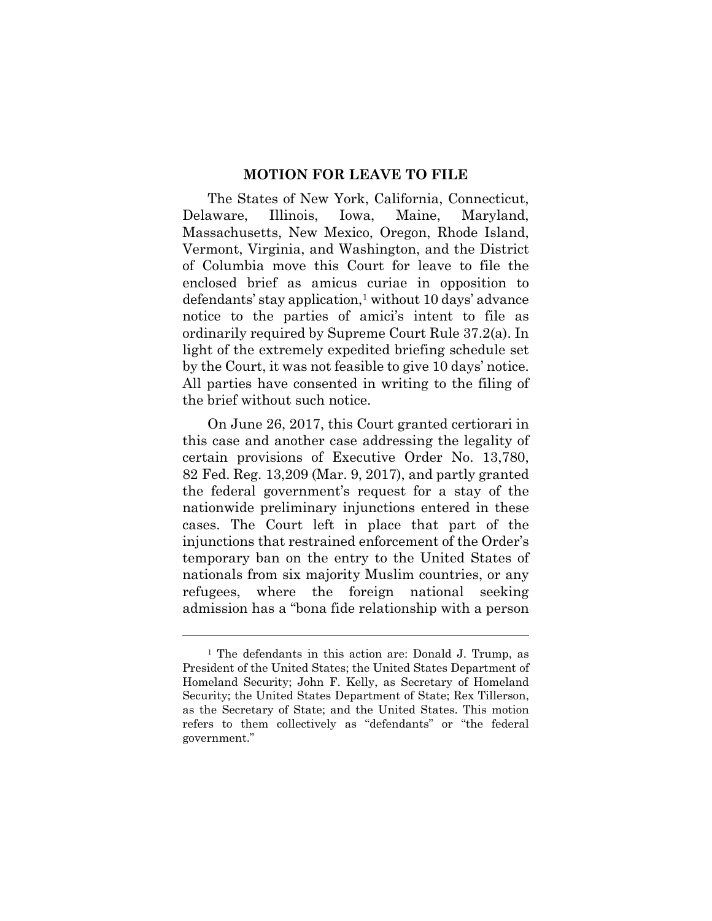## MOTION FOR LEAVE TO FILE

The States of New York, California, Connecticut, Delaware, Illinois, Iowa, Maine, Maryland, Massachusetts, New Mexico, Oregon, Rhode Island, Vermont, Virginia, and Washington, and the District of Columbia move this Court for leave to file the enclosed brief as amicus curiae in opposition to defendants' stay application,[1] without 10 days' advance notice to the parties of amici's intent to file as ordinarily required by Supreme Court Rule 37.2(a). In light of the extremely expedited briefing schedule set by the Court, it was not feasible to give 10 days' notice. All parties have consented in writing to the filing of the brief without such notice.

On June 26, 2017, this Court granted certiorari in this case and another case addressing the legality of certain provisions of Executive Order No. 13,780, 82 Fed. Reg. 13,209 (Mar. 9, 2017), and partly granted the federal government's request for a stay of the nationwide preliminary injunctions entered in these cases. The Court left in place that part of the injunctions that restrained enforcement of the Order's temporary ban on the entry to the United States of nationals from six majority Muslim countries, or any refugees, where the foreign national seeking admission has a "bona fide relationship with a person

---

[1] The defendants in this action are: Donald J. Trump, as President of the United States; the United States Department of Homeland Security; John F. Kelly, as Secretary of Homeland Security; the United States Department of State; Rex Tillerson, as the Secretary of State; and the United States. This motion refers to them collectively as "defendants" or "the federal government."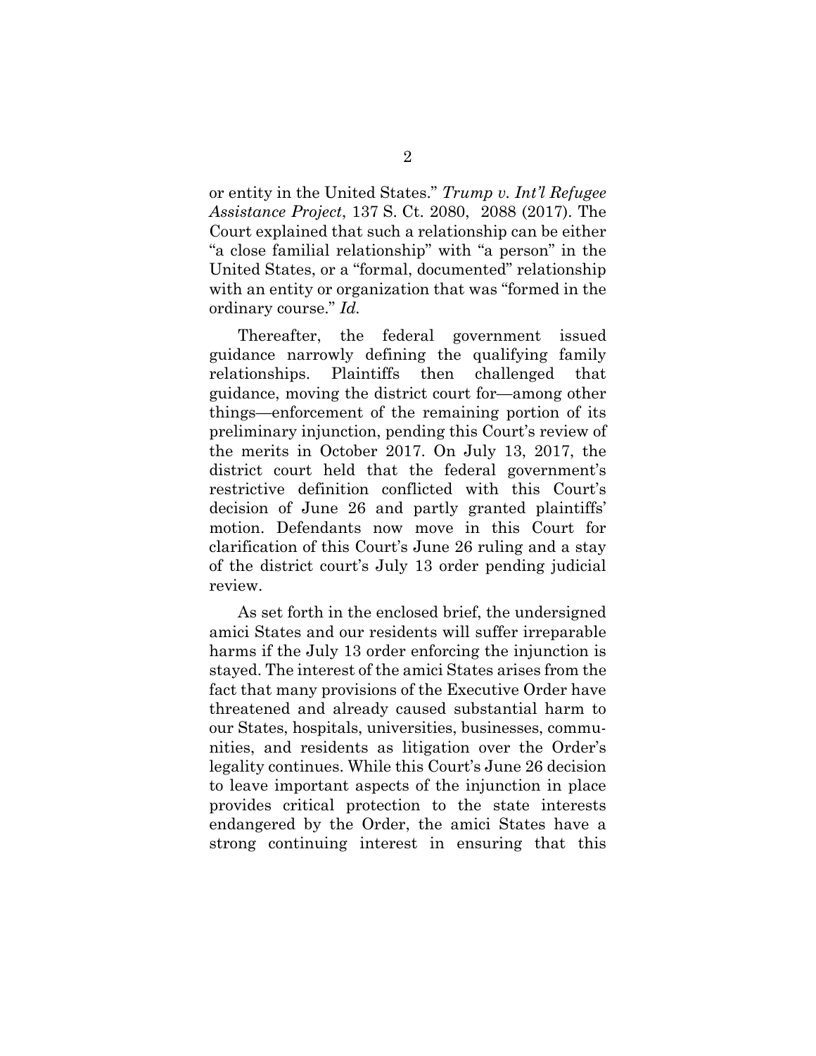or entity in the United States." *Trump v. Int'l Refugee Assistance Project*, 137 S. Ct. 2080, 2088 (2017). The Court explained that such a relationship can be either "a close familial relationship" with "a person" in the United States, or a "formal, documented" relationship with an entity or organization that was "formed in the ordinary course." *Id.*

Thereafter, the federal government issued guidance narrowly defining the qualifying family relationships. Plaintiffs then challenged that guidance, moving the district court for—among other things—enforcement of the remaining portion of its preliminary injunction, pending this Court's review of the merits in October 2017. On July 13, 2017, the district court held that the federal government's restrictive definition conflicted with this Court's decision of June 26 and partly granted plaintiffs' motion. Defendants now move in this Court for clarification of this Court's June 26 ruling and a stay of the district court's July 13 order pending judicial review.

As set forth in the enclosed brief, the undersigned amici States and our residents will suffer irreparable harms if the July 13 order enforcing the injunction is stayed. The interest of the amici States arises from the fact that many provisions of the Executive Order have threatened and already caused substantial harm to our States, hospitals, universities, businesses, communities, and residents as litigation over the Order's legality continues. While this Court's June 26 decision to leave important aspects of the injunction in place provides critical protection to the state interests endangered by the Order, the amici States have a strong continuing interest in ensuring that this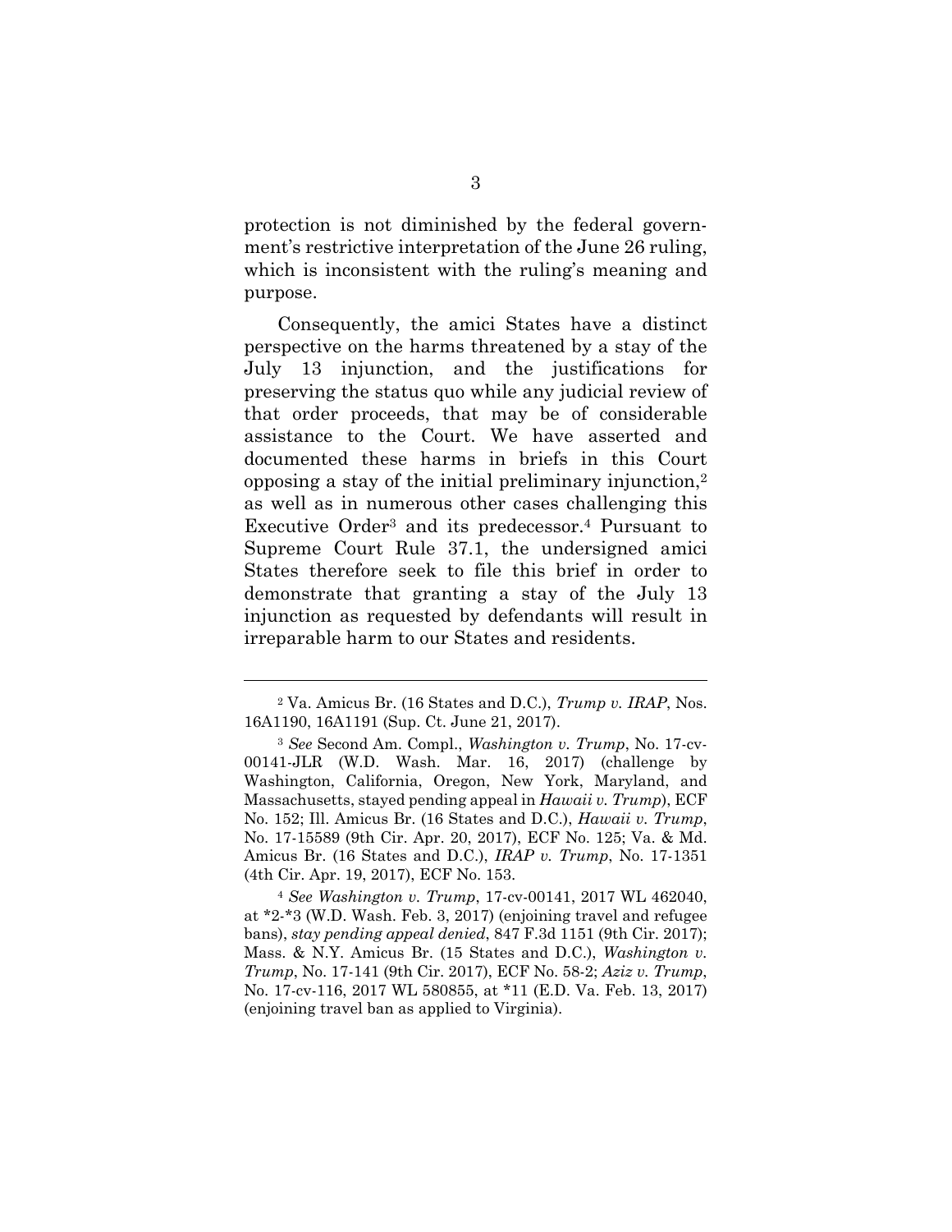protection is not diminished by the federal government's restrictive interpretation of the June 26 ruling, which is inconsistent with the ruling's meaning and purpose.

Consequently, the amici States have a distinct perspective on the harms threatened by a stay of the July 13 injunction, and the justifications for preserving the status quo while any judicial review of that order proceeds, that may be of considerable assistance to the Court. We have asserted and documented these harms in briefs in this Court opposing a stay of the initial preliminary injunction,[2] as well as in numerous other cases challenging this Executive Order[3] and its predecessor.[4] Pursuant to Supreme Court Rule 37.1, the undersigned amici States therefore seek to file this brief in order to demonstrate that granting a stay of the July 13 injunction as requested by defendants will result in irreparable harm to our States and residents.

---

[2] Va. Amicus Br. (16 States and D.C.), *Trump v. IRAP*, Nos. 16A1190, 16A1191 (Sup. Ct. June 21, 2017).

[3] *See* Second Am. Compl., *Washington v. Trump*, No. 17-cv-00141-JLR (W.D. Wash. Mar. 16, 2017) (challenge by Washington, California, Oregon, New York, Maryland, and Massachusetts, stayed pending appeal in *Hawaii v. Trump*), ECF No. 152; Ill. Amicus Br. (16 States and D.C.), *Hawaii v. Trump*, No. 17-15589 (9th Cir. Apr. 20, 2017), ECF No. 125; Va. & Md. Amicus Br. (16 States and D.C.), *IRAP v. Trump*, No. 17-1351 (4th Cir. Apr. 19, 2017), ECF No. 153.

[4] *See Washington v. Trump*, 17-cv-00141, 2017 WL 462040, at *2-*3 (W.D. Wash. Feb. 3, 2017) (enjoining travel and refugee bans), *stay pending appeal denied*, 847 F.3d 1151 (9th Cir. 2017); Mass. & N.Y. Amicus Br. (15 States and D.C.), *Washington v. Trump*, No. 17-141 (9th Cir. 2017), ECF No. 58-2; *Aziz v. Trump*, No. 17-cv-116, 2017 WL 580855, at *11 (E.D. Va. Feb. 13, 2017) (enjoining travel ban as applied to Virginia).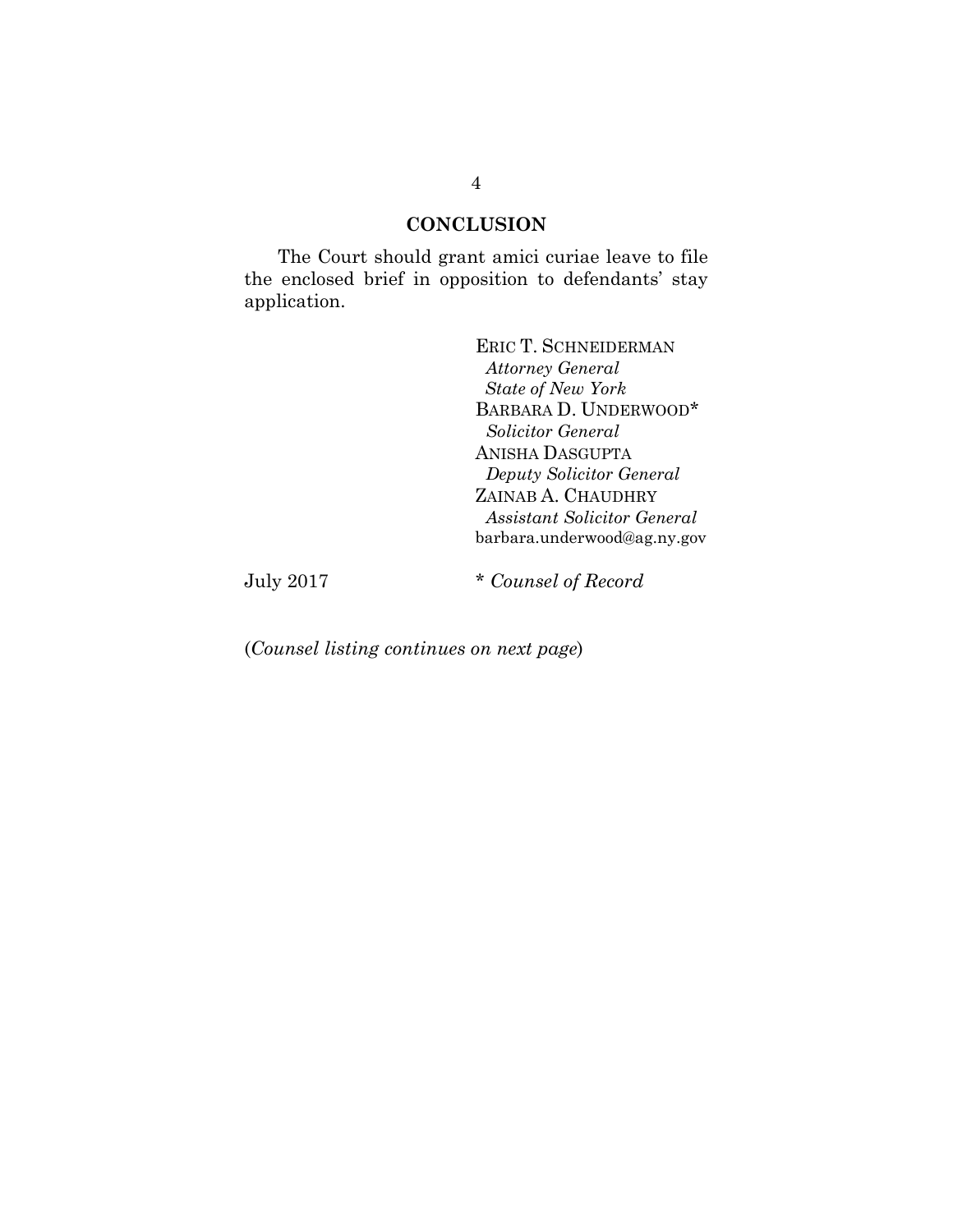## CONCLUSION

The Court should grant amici curiae leave to file the enclosed brief in opposition to defendants' stay application.

ERIC T. SCHNEIDERMAN
*Attorney General*
*State of New York*
BARBARA D. UNDERWOOD*
*Solicitor General*
ANISHA DASGUPTA
*Deputy Solicitor General*
ZAINAB A. CHAUDHRY
*Assistant Solicitor General*
barbara.underwood@ag.ny.gov

July 2017

\* *Counsel of Record*

(*Counsel listing continues on next page*)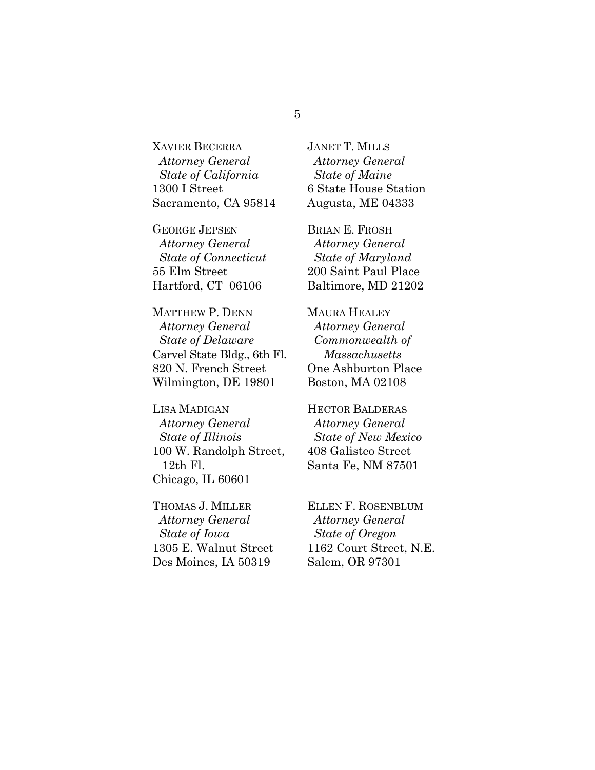XAVIER BECERRA  
*Attorney General*  
*State of California*  
1300 I Street  
Sacramento, CA 95814

GEORGE JEPSEN  
*Attorney General*  
*State of Connecticut*  
55 Elm Street  
Hartford, CT 06106

MATTHEW P. DENN  
*Attorney General*  
*State of Delaware*  
Carvel State Bldg., 6th Fl.  
820 N. French Street  
Wilmington, DE 19801

LISA MADIGAN  
*Attorney General*  
*State of Illinois*  
100 W. Randolph Street, 12th Fl.  
Chicago, IL 60601

THOMAS J. MILLER  
*Attorney General*  
*State of Iowa*  
1305 E. Walnut Street  
Des Moines, IA 50319

JANET T. MILLS  
*Attorney General*  
*State of Maine*  
6 State House Station  
Augusta, ME 04333

BRIAN E. FROSH  
*Attorney General*  
*State of Maryland*  
200 Saint Paul Place  
Baltimore, MD 21202

MAURA HEALEY  
*Attorney General*  
*Commonwealth of Massachusetts*  
One Ashburton Place  
Boston, MA 02108

HECTOR BALDERAS  
*Attorney General*  
*State of New Mexico*  
408 Galisteo Street  
Santa Fe, NM 87501

ELLEN F. ROSENBLUM  
*Attorney General*  
*State of Oregon*  
1162 Court Street, N.E.  
Salem, OR 97301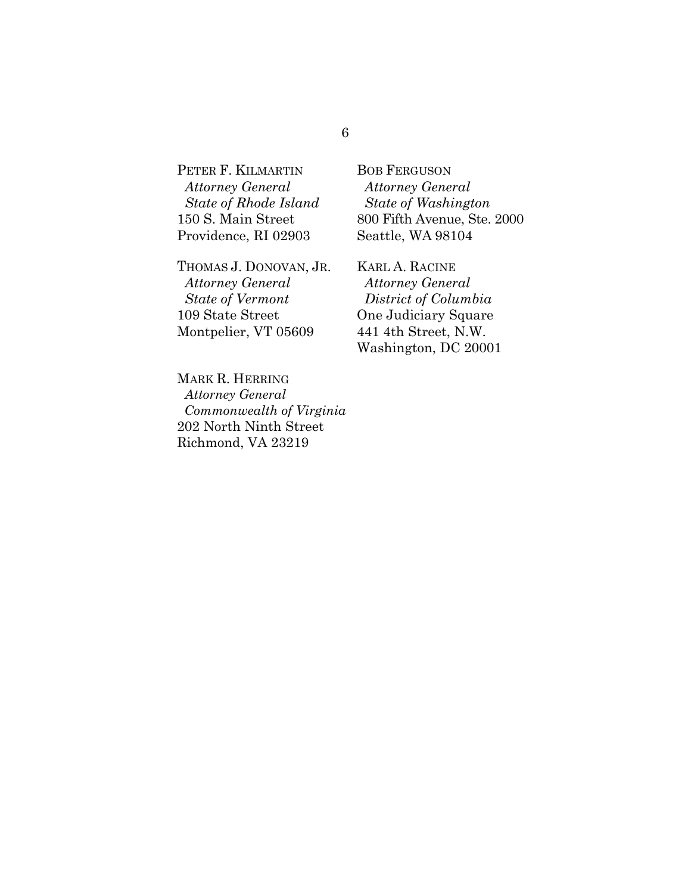PETER F. KILMARTIN
*Attorney General*
*State of Rhode Island*
150 S. Main Street
Providence, RI 02903

THOMAS J. DONOVAN, JR.
*Attorney General*
*State of Vermont*
109 State Street
Montpelier, VT 05609

MARK R. HERRING
*Attorney General*
*Commonwealth of Virginia*
202 North Ninth Street
Richmond, VA 23219

BOB FERGUSON
*Attorney General*
*State of Washington*
800 Fifth Avenue, Ste. 2000
Seattle, WA 98104

KARL A. RACINE
*Attorney General*
*District of Columbia*
One Judiciary Square
441 4th Street, N.W.
Washington, DC 20001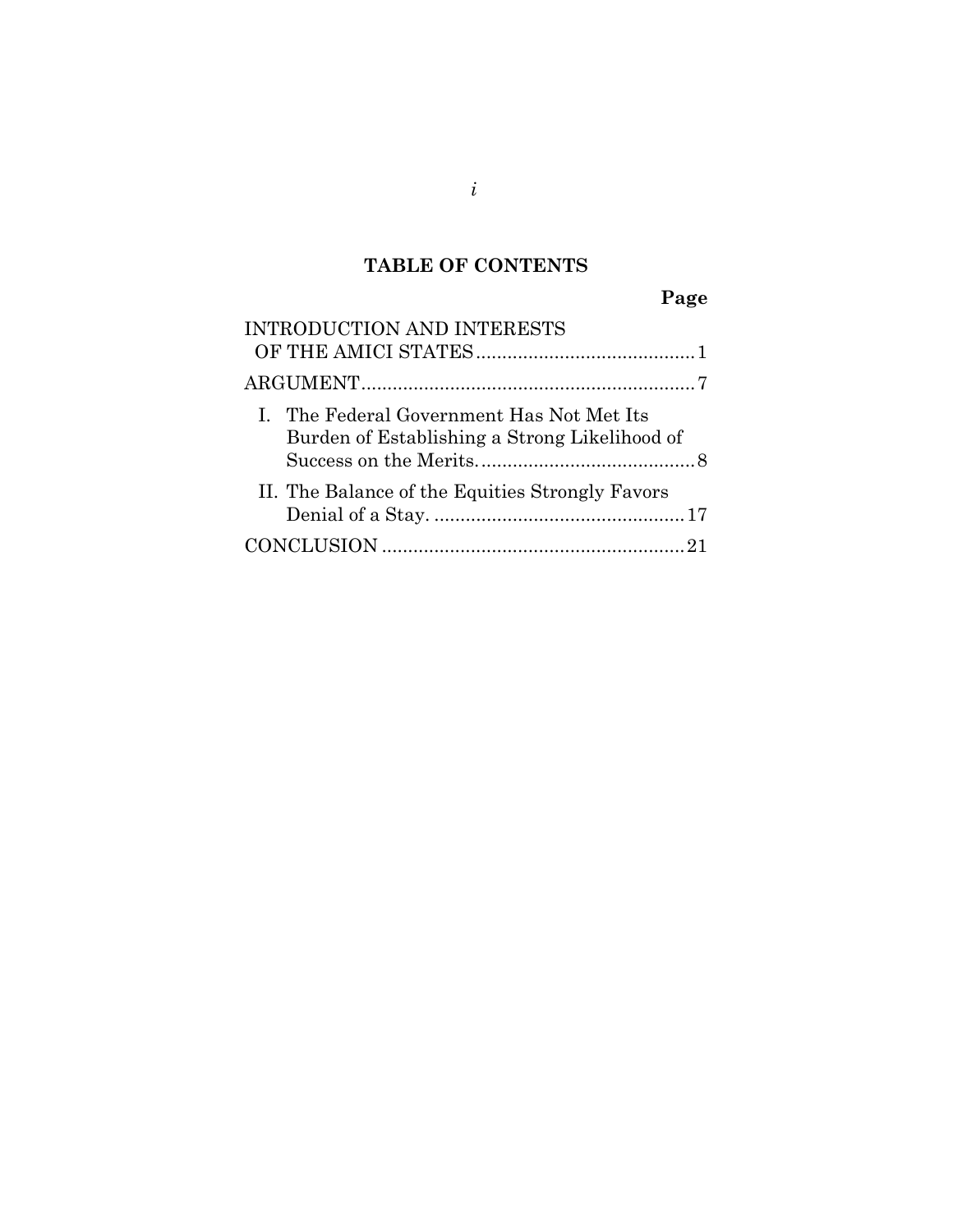## TABLE OF CONTENTS

| | Page |
|---|---|
| INTRODUCTION AND INTERESTS OF THE AMICI STATES | 1 |
| ARGUMENT | 7 |
| I. The Federal Government Has Not Met Its Burden of Establishing a Strong Likelihood of Success on the Merits. | 8 |
| II. The Balance of the Equities Strongly Favors Denial of a Stay. | 17 |
| CONCLUSION | 21 |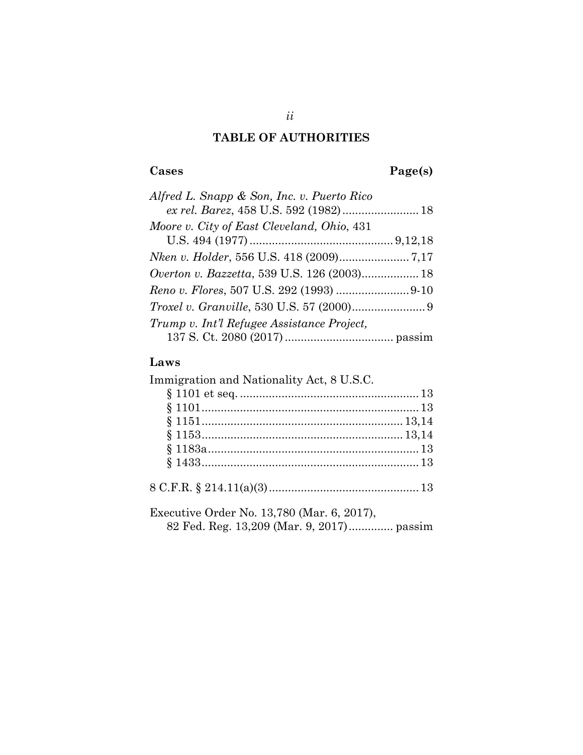# TABLE OF AUTHORITIES

| Cases | Page(s) |
| --- | --- |
| *Alfred L. Snapp & Son, Inc. v. Puerto Rico ex rel. Barez*, 458 U.S. 592 (1982) | 18 |
| *Moore v. City of East Cleveland, Ohio*, 431 U.S. 494 (1977) | 9,12,18 |
| *Nken v. Holder*, 556 U.S. 418 (2009) | 7,17 |
| *Overton v. Bazzetta*, 539 U.S. 126 (2003) | 18 |
| *Reno v. Flores*, 507 U.S. 292 (1993) | 9-10 |
| *Troxel v. Granville*, 530 U.S. 57 (2000) | 9 |
| *Trump v. Int'l Refugee Assistance Project*, 137 S. Ct. 2080 (2017) | passim |

| Laws | |
| --- | --- |
| Immigration and Nationality Act, 8 U.S.C. | |
| § 1101 et seq. | 13 |
| § 1101 | 13 |
| § 1151 | 13,14 |
| § 1153 | 13,14 |
| § 1183a | 13 |
| § 1433 | 13 |
| 8 C.F.R. § 214.11(a)(3) | 13 |
| Executive Order No. 13,780 (Mar. 6, 2017), 82 Fed. Reg. 13,209 (Mar. 9, 2017) | passim |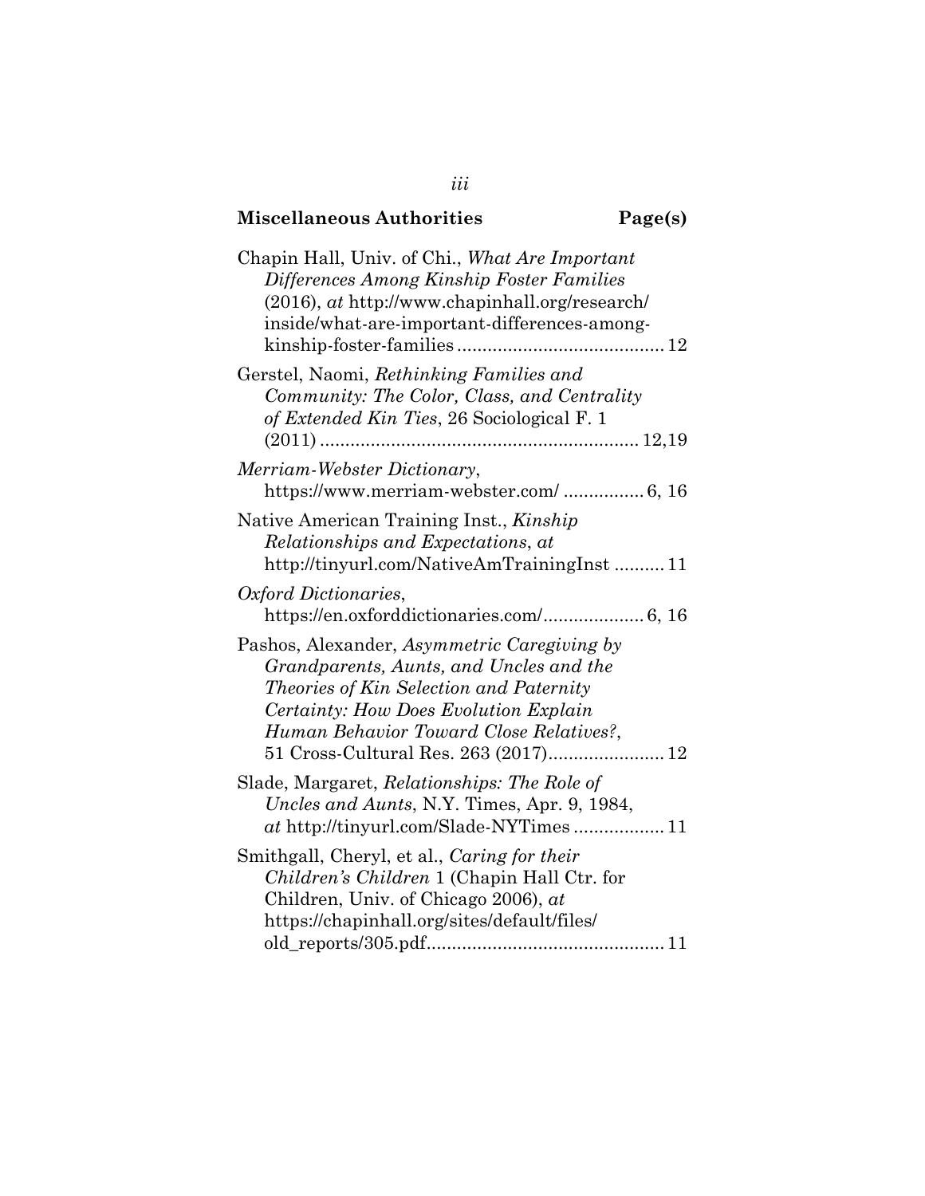**Miscellaneous Authorities** **Page(s)**

Chapin Hall, Univ. of Chi., *What Are Important Differences Among Kinship Foster Families* (2016), *at* http://www.chapinhall.org/research/inside/what-are-important-differences-among-kinship-foster-families ........................................ 12

Gerstel, Naomi, *Rethinking Families and Community: The Color, Class, and Centrality of Extended Kin Ties*, 26 Sociological F. 1 (2011) ............................................................. 12,19

*Merriam-Webster Dictionary*, https://www.merriam-webster.com/ ................ 6, 16

Native American Training Inst., *Kinship Relationships and Expectations*, *at* http://tinyurl.com/NativeAmTrainingInst .......... 11

*Oxford Dictionaries*, https://en.oxforddictionaries.com/.................... 6, 16

Pashos, Alexander, *Asymmetric Caregiving by Grandparents, Aunts, and Uncles and the Theories of Kin Selection and Paternity Certainty: How Does Evolution Explain Human Behavior Toward Close Relatives?*, 51 Cross-Cultural Res. 263 (2017)....................... 12

Slade, Margaret, *Relationships: The Role of Uncles and Aunts*, N.Y. Times, Apr. 9, 1984, *at* http://tinyurl.com/Slade-NYTimes .................. 11

Smithgall, Cheryl, et al., *Caring for their Children's Children* 1 (Chapin Hall Ctr. for Children, Univ. of Chicago 2006), *at* https://chapinhall.org/sites/default/files/old_reports/305.pdf............................................... 11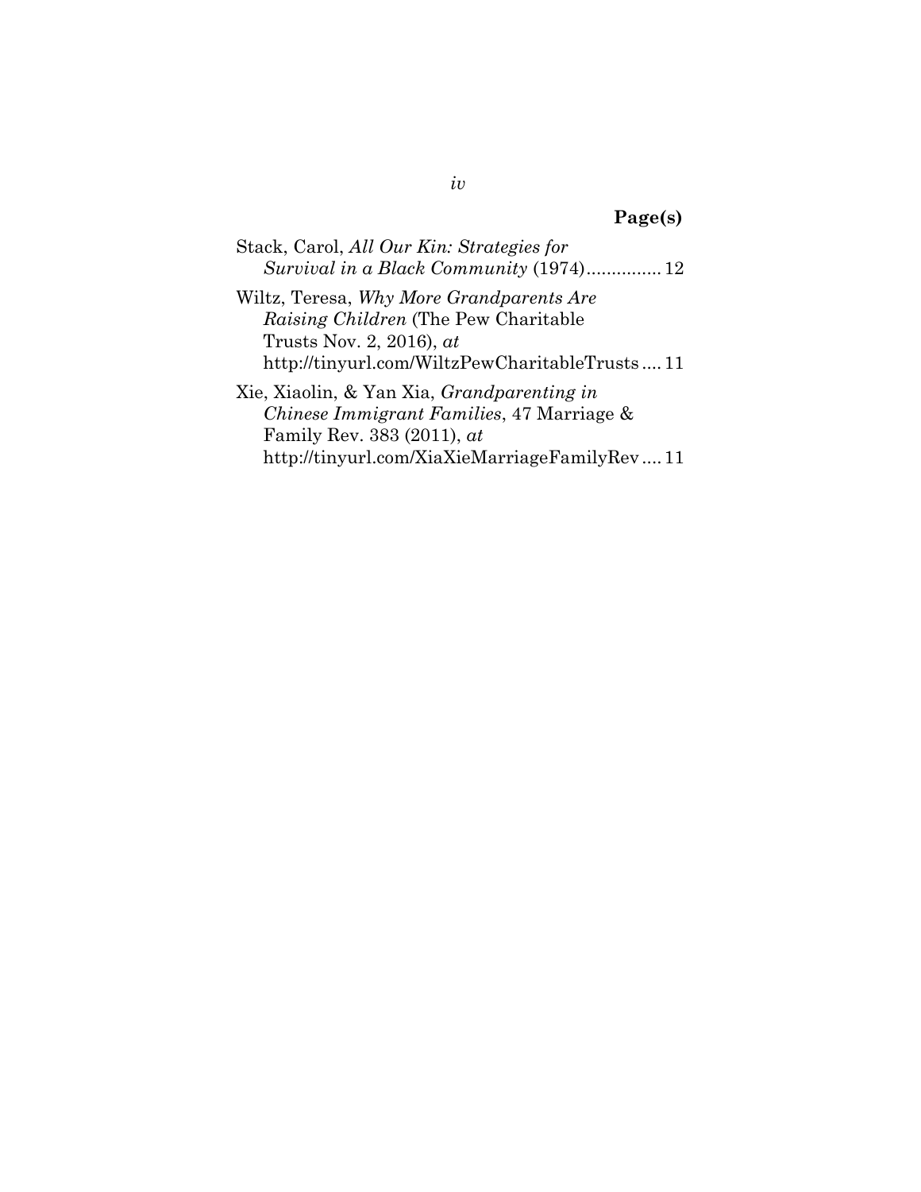**Page(s)**

Stack, Carol, *All Our Kin: Strategies for Survival in a Black Community* (1974)............... 12

Wiltz, Teresa, *Why More Grandparents Are Raising Children* (The Pew Charitable Trusts Nov. 2, 2016), *at* http://tinyurl.com/WiltzPewCharitableTrusts .... 11

Xie, Xiaolin, & Yan Xia, *Grandparenting in Chinese Immigrant Families*, 47 Marriage & Family Rev. 383 (2011), *at* http://tinyurl.com/XiaXieMarriageFamilyRev .... 11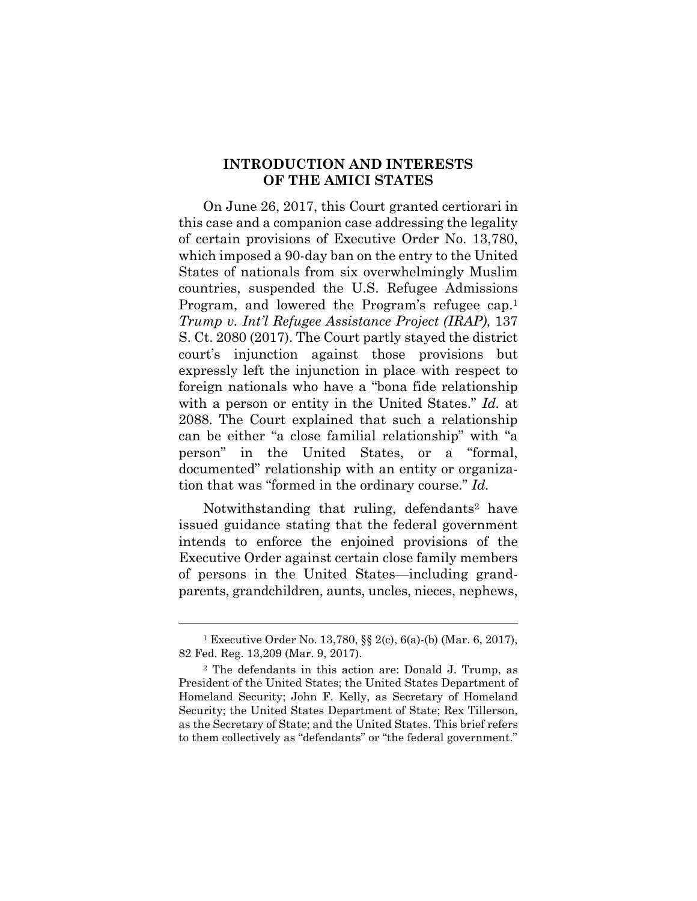## INTRODUCTION AND INTERESTS OF THE AMICI STATES

On June 26, 2017, this Court granted certiorari in this case and a companion case addressing the legality of certain provisions of Executive Order No. 13,780, which imposed a 90-day ban on the entry to the United States of nationals from six overwhelmingly Muslim countries, suspended the U.S. Refugee Admissions Program, and lowered the Program's refugee cap.[1] *Trump v. Int'l Refugee Assistance Project (IRAP),* 137 S. Ct. 2080 (2017). The Court partly stayed the district court's injunction against those provisions but expressly left the injunction in place with respect to foreign nationals who have a "bona fide relationship with a person or entity in the United States." *Id.* at 2088. The Court explained that such a relationship can be either "a close familial relationship" with "a person" in the United States, or a "formal, documented" relationship with an entity or organization that was "formed in the ordinary course." *Id.*

Notwithstanding that ruling, defendants[2] have issued guidance stating that the federal government intends to enforce the enjoined provisions of the Executive Order against certain close family members of persons in the United States—including grandparents, grandchildren, aunts, uncles, nieces, nephews,

---

[1] Executive Order No. 13,780, §§ 2(c), 6(a)-(b) (Mar. 6, 2017), 82 Fed. Reg. 13,209 (Mar. 9, 2017).

[2] The defendants in this action are: Donald J. Trump, as President of the United States; the United States Department of Homeland Security; John F. Kelly, as Secretary of Homeland Security; the United States Department of State; Rex Tillerson, as the Secretary of State; and the United States. This brief refers to them collectively as "defendants" or "the federal government."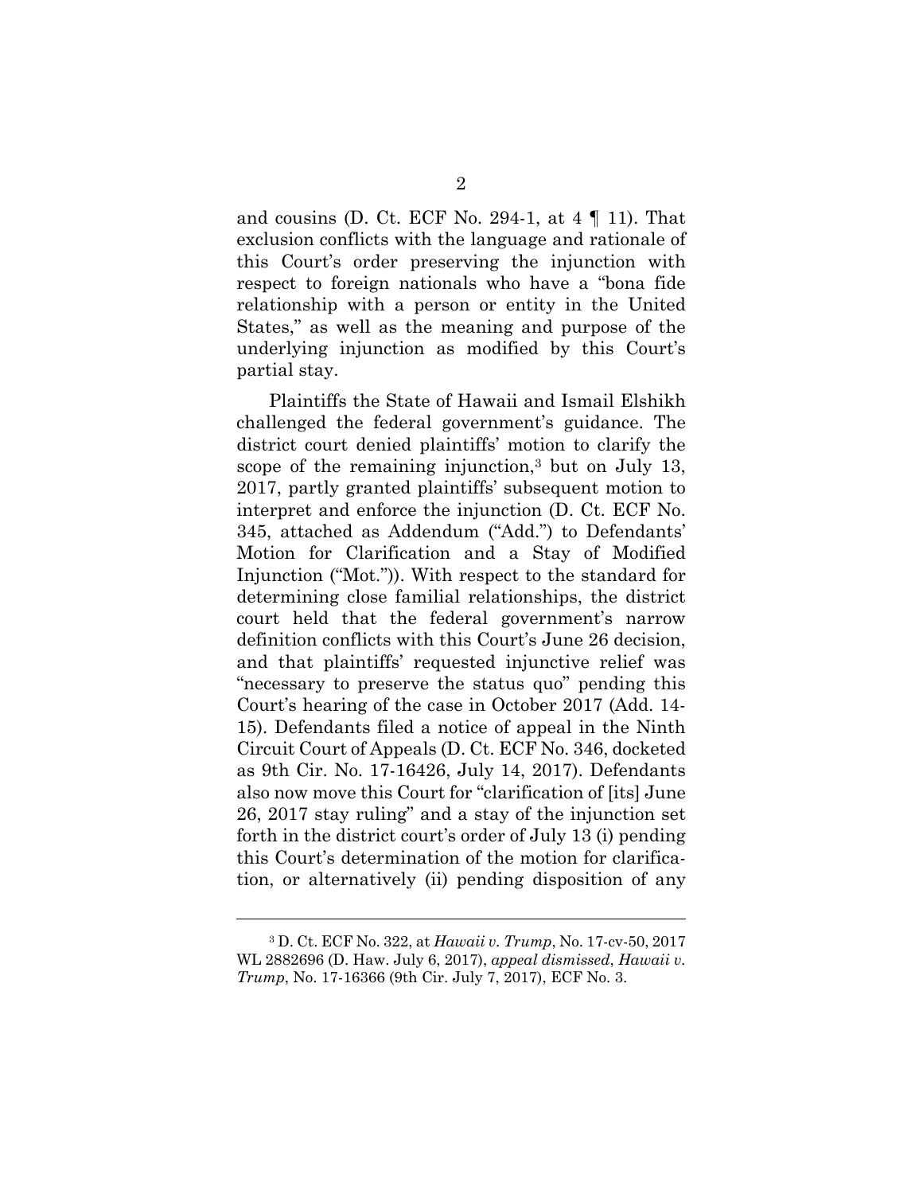and cousins (D. Ct. ECF No. 294-1, at 4 ¶ 11). That exclusion conflicts with the language and rationale of this Court's order preserving the injunction with respect to foreign nationals who have a "bona fide relationship with a person or entity in the United States," as well as the meaning and purpose of the underlying injunction as modified by this Court's partial stay.

Plaintiffs the State of Hawaii and Ismail Elshikh challenged the federal government's guidance. The district court denied plaintiffs' motion to clarify the scope of the remaining injunction,[3] but on July 13, 2017, partly granted plaintiffs' subsequent motion to interpret and enforce the injunction (D. Ct. ECF No. 345, attached as Addendum ("Add.") to Defendants' Motion for Clarification and a Stay of Modified Injunction ("Mot.")). With respect to the standard for determining close familial relationships, the district court held that the federal government's narrow definition conflicts with this Court's June 26 decision, and that plaintiffs' requested injunctive relief was "necessary to preserve the status quo" pending this Court's hearing of the case in October 2017 (Add. 14-15). Defendants filed a notice of appeal in the Ninth Circuit Court of Appeals (D. Ct. ECF No. 346, docketed as 9th Cir. No. 17-16426, July 14, 2017). Defendants also now move this Court for "clarification of [its] June 26, 2017 stay ruling" and a stay of the injunction set forth in the district court's order of July 13 (i) pending this Court's determination of the motion for clarification, or alternatively (ii) pending disposition of any

---

[3] D. Ct. ECF No. 322, at *Hawaii v. Trump*, No. 17-cv-50, 2017 WL 2882696 (D. Haw. July 6, 2017), *appeal dismissed*, *Hawaii v. Trump*, No. 17-16366 (9th Cir. July 7, 2017), ECF No. 3.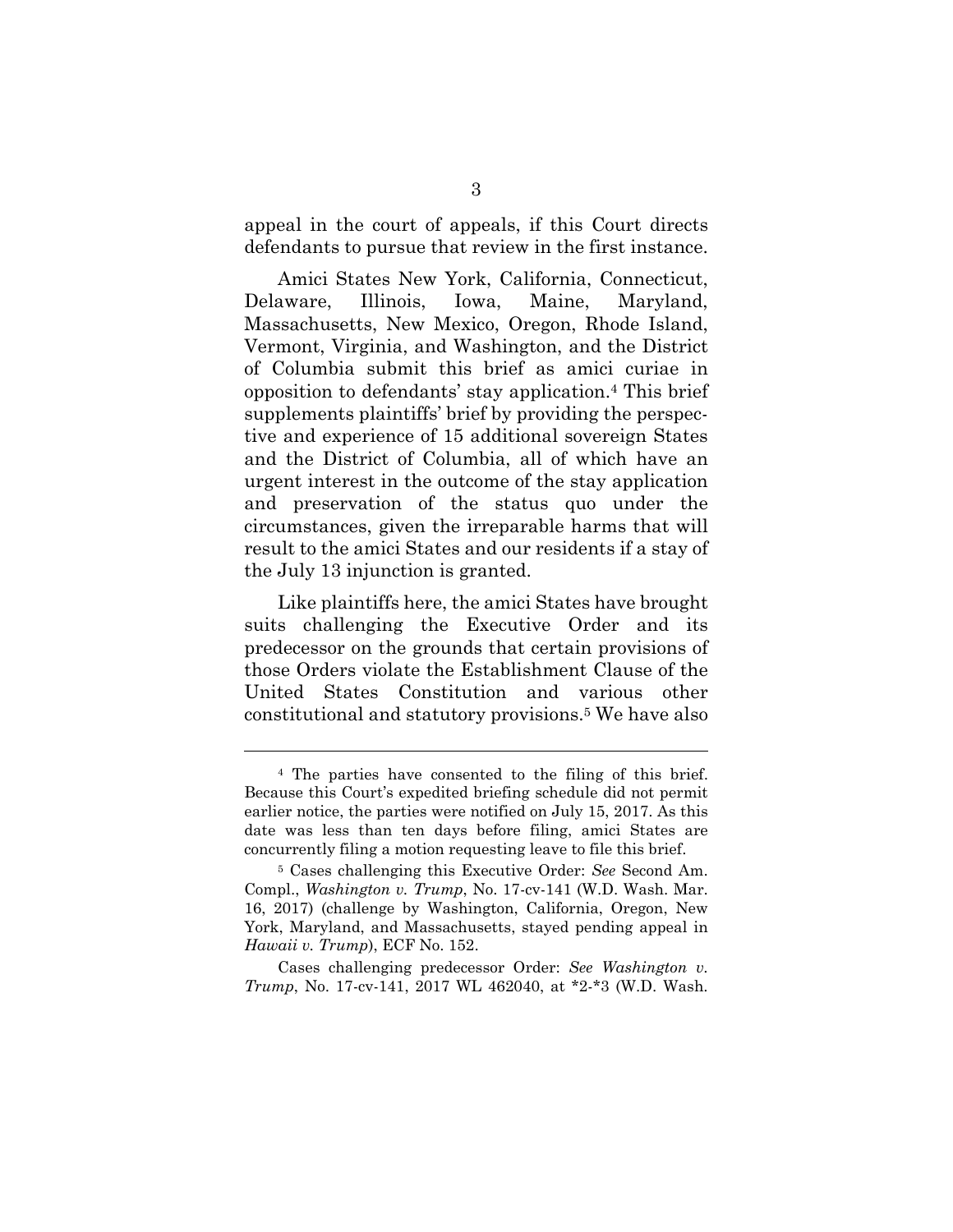appeal in the court of appeals, if this Court directs defendants to pursue that review in the first instance.

Amici States New York, California, Connecticut, Delaware, Illinois, Iowa, Maine, Maryland, Massachusetts, New Mexico, Oregon, Rhode Island, Vermont, Virginia, and Washington, and the District of Columbia submit this brief as amici curiae in opposition to defendants' stay application.[4] This brief supplements plaintiffs' brief by providing the perspective and experience of 15 additional sovereign States and the District of Columbia, all of which have an urgent interest in the outcome of the stay application and preservation of the status quo under the circumstances, given the irreparable harms that will result to the amici States and our residents if a stay of the July 13 injunction is granted.

Like plaintiffs here, the amici States have brought suits challenging the Executive Order and its predecessor on the grounds that certain provisions of those Orders violate the Establishment Clause of the United States Constitution and various other constitutional and statutory provisions.[5] We have also

---

[4] The parties have consented to the filing of this brief. Because this Court's expedited briefing schedule did not permit earlier notice, the parties were notified on July 15, 2017. As this date was less than ten days before filing, amici States are concurrently filing a motion requesting leave to file this brief.

[5] Cases challenging this Executive Order: *See* Second Am. Compl., *Washington v. Trump*, No. 17-cv-141 (W.D. Wash. Mar. 16, 2017) (challenge by Washington, California, Oregon, New York, Maryland, and Massachusetts, stayed pending appeal in *Hawaii v. Trump*), ECF No. 152.

Cases challenging predecessor Order: *See Washington v. Trump*, No. 17-cv-141, 2017 WL 462040, at *2-*3 (W.D. Wash.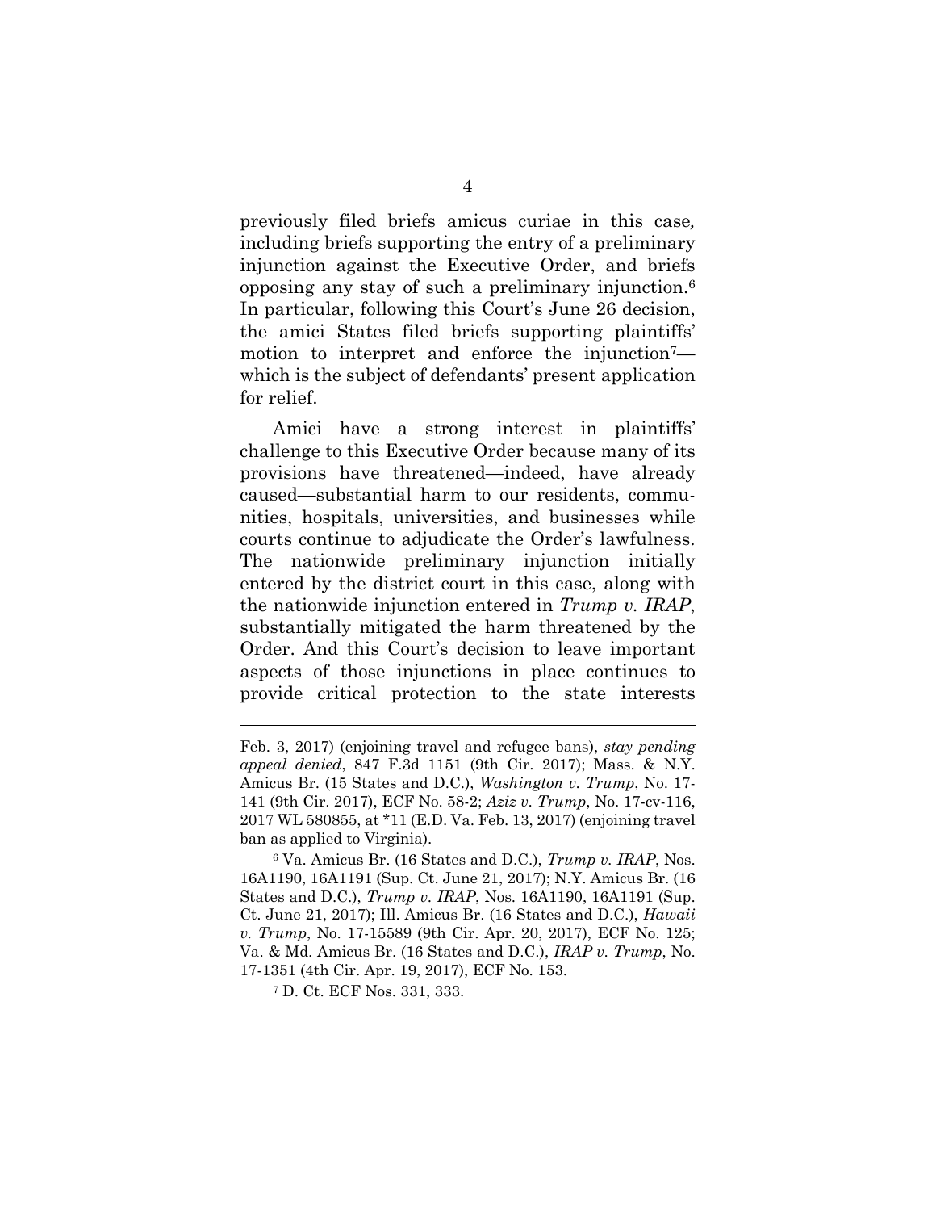previously filed briefs amicus curiae in this case*,* including briefs supporting the entry of a preliminary injunction against the Executive Order, and briefs opposing any stay of such a preliminary injunction.[6] In particular, following this Court's June 26 decision, the amici States filed briefs supporting plaintiffs' motion to interpret and enforce the injunction[7]—which is the subject of defendants' present application for relief.

Amici have a strong interest in plaintiffs' challenge to this Executive Order because many of its provisions have threatened—indeed, have already caused—substantial harm to our residents, communities, hospitals, universities, and businesses while courts continue to adjudicate the Order's lawfulness. The nationwide preliminary injunction initially entered by the district court in this case, along with the nationwide injunction entered in *Trump v. IRAP*, substantially mitigated the harm threatened by the Order. And this Court's decision to leave important aspects of those injunctions in place continues to provide critical protection to the state interests

---

Feb. 3, 2017) (enjoining travel and refugee bans), *stay pending appeal denied*, 847 F.3d 1151 (9th Cir. 2017); Mass. & N.Y. Amicus Br. (15 States and D.C.), *Washington v. Trump*, No. 17-141 (9th Cir. 2017), ECF No. 58-2; *Aziz v. Trump*, No. 17-cv-116, 2017 WL 580855, at *11 (E.D. Va. Feb. 13, 2017) (enjoining travel ban as applied to Virginia).

[6] Va. Amicus Br. (16 States and D.C.), *Trump v. IRAP*, Nos. 16A1190, 16A1191 (Sup. Ct. June 21, 2017); N.Y. Amicus Br. (16 States and D.C.), *Trump v. IRAP*, Nos. 16A1190, 16A1191 (Sup. Ct. June 21, 2017); Ill. Amicus Br. (16 States and D.C.), *Hawaii v. Trump*, No. 17-15589 (9th Cir. Apr. 20, 2017), ECF No. 125; Va. & Md. Amicus Br. (16 States and D.C.), *IRAP v. Trump*, No. 17-1351 (4th Cir. Apr. 19, 2017), ECF No. 153.

[7] D. Ct. ECF Nos. 331, 333.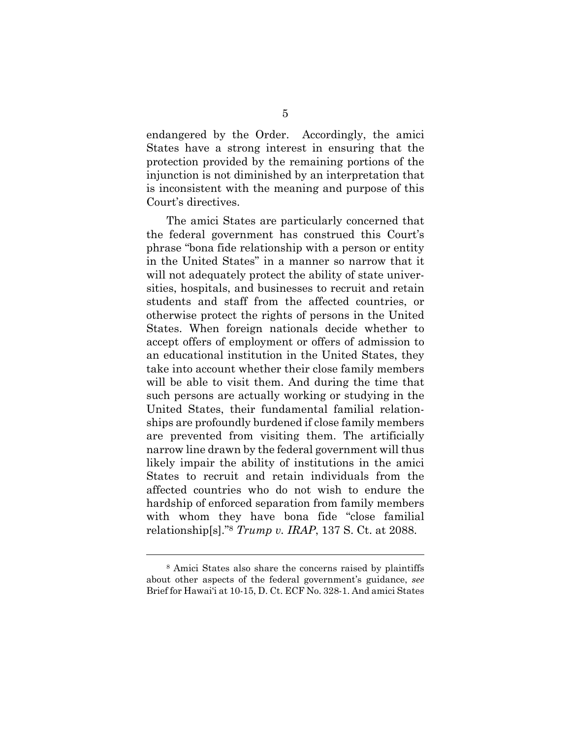endangered by the Order. Accordingly, the amici States have a strong interest in ensuring that the protection provided by the remaining portions of the injunction is not diminished by an interpretation that is inconsistent with the meaning and purpose of this Court's directives.

The amici States are particularly concerned that the federal government has construed this Court's phrase "bona fide relationship with a person or entity in the United States" in a manner so narrow that it will not adequately protect the ability of state universities, hospitals, and businesses to recruit and retain students and staff from the affected countries, or otherwise protect the rights of persons in the United States. When foreign nationals decide whether to accept offers of employment or offers of admission to an educational institution in the United States, they take into account whether their close family members will be able to visit them. And during the time that such persons are actually working or studying in the United States, their fundamental familial relationships are profoundly burdened if close family members are prevented from visiting them. The artificially narrow line drawn by the federal government will thus likely impair the ability of institutions in the amici States to recruit and retain individuals from the affected countries who do not wish to endure the hardship of enforced separation from family members with whom they have bona fide "close familial relationship[s]."[8] *Trump v. IRAP*, 137 S. Ct. at 2088.

---

[8] Amici States also share the concerns raised by plaintiffs about other aspects of the federal government's guidance, *see* Brief for Hawai'i at 10-15, D. Ct. ECF No. 328-1. And amici States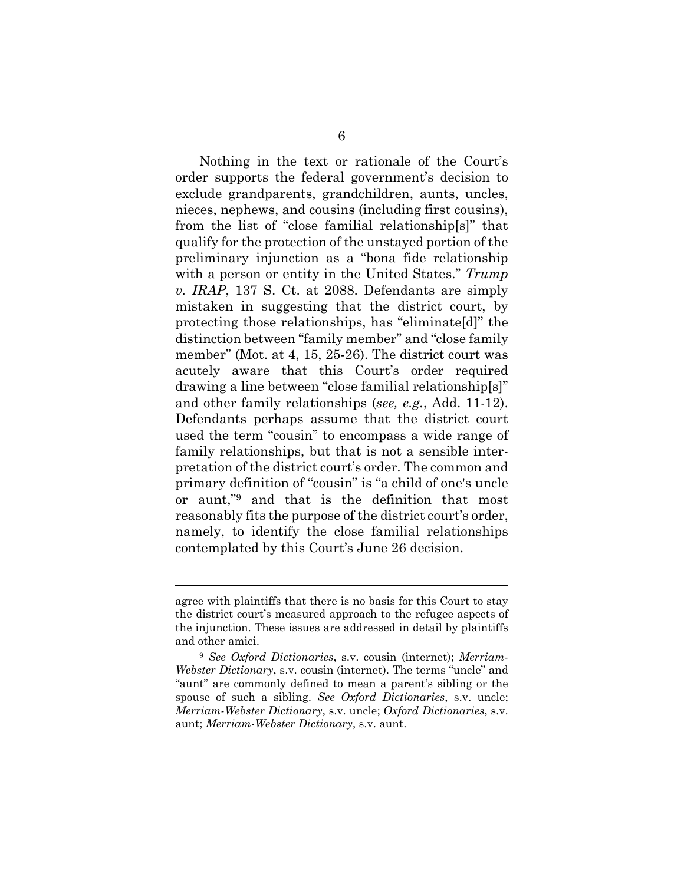Nothing in the text or rationale of the Court's order supports the federal government's decision to exclude grandparents, grandchildren, aunts, uncles, nieces, nephews, and cousins (including first cousins), from the list of "close familial relationship[s]" that qualify for the protection of the unstayed portion of the preliminary injunction as a "bona fide relationship with a person or entity in the United States." *Trump v. IRAP*, 137 S. Ct. at 2088. Defendants are simply mistaken in suggesting that the district court, by protecting those relationships, has "eliminate[d]" the distinction between "family member" and "close family member" (Mot. at 4, 15, 25-26). The district court was acutely aware that this Court's order required drawing a line between "close familial relationship[s]" and other family relationships (*see, e.g.*, Add. 11-12). Defendants perhaps assume that the district court used the term "cousin" to encompass a wide range of family relationships, but that is not a sensible interpretation of the district court's order. The common and primary definition of "cousin" is "a child of one's uncle or aunt,"[9] and that is the definition that most reasonably fits the purpose of the district court's order, namely, to identify the close familial relationships contemplated by this Court's June 26 decision.

---

agree with plaintiffs that there is no basis for this Court to stay the district court's measured approach to the refugee aspects of the injunction. These issues are addressed in detail by plaintiffs and other amici.

[9] *See Oxford Dictionaries*, s.v. cousin (internet); *Merriam-Webster Dictionary*, s.v. cousin (internet). The terms "uncle" and "aunt" are commonly defined to mean a parent's sibling or the spouse of such a sibling. *See Oxford Dictionaries*, s.v. uncle; *Merriam-Webster Dictionary*, s.v. uncle; *Oxford Dictionaries*, s.v. aunt; *Merriam-Webster Dictionary*, s.v. aunt.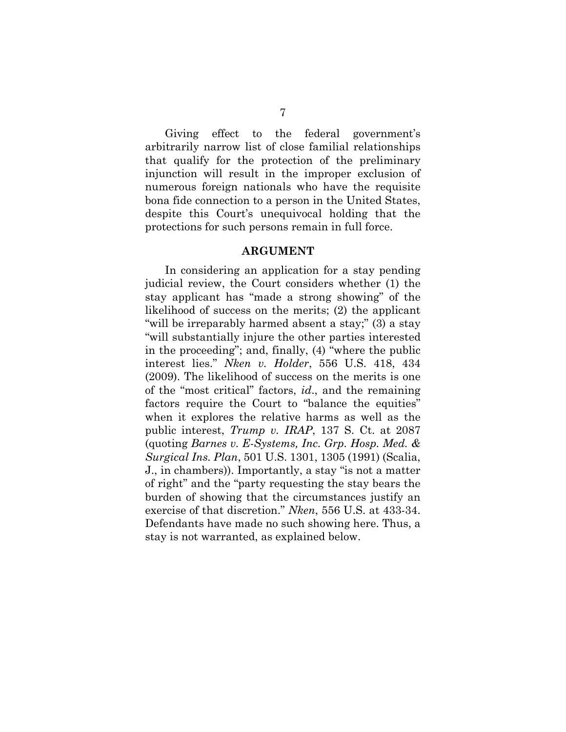Giving effect to the federal government's arbitrarily narrow list of close familial relationships that qualify for the protection of the preliminary injunction will result in the improper exclusion of numerous foreign nationals who have the requisite bona fide connection to a person in the United States, despite this Court's unequivocal holding that the protections for such persons remain in full force.

## ARGUMENT

In considering an application for a stay pending judicial review, the Court considers whether (1) the stay applicant has "made a strong showing" of the likelihood of success on the merits; (2) the applicant "will be irreparably harmed absent a stay;" (3) a stay "will substantially injure the other parties interested in the proceeding"; and, finally, (4) "where the public interest lies." *Nken v. Holder*, 556 U.S. 418, 434 (2009). The likelihood of success on the merits is one of the "most critical" factors, *id*., and the remaining factors require the Court to "balance the equities" when it explores the relative harms as well as the public interest, *Trump v. IRAP*, 137 S. Ct. at 2087 (quoting *Barnes v. E-Systems, Inc. Grp. Hosp. Med. & Surgical Ins. Plan*, 501 U.S. 1301, 1305 (1991) (Scalia, J., in chambers)). Importantly, a stay "is not a matter of right" and the "party requesting the stay bears the burden of showing that the circumstances justify an exercise of that discretion." *Nken*, 556 U.S. at 433-34. Defendants have made no such showing here. Thus, a stay is not warranted, as explained below.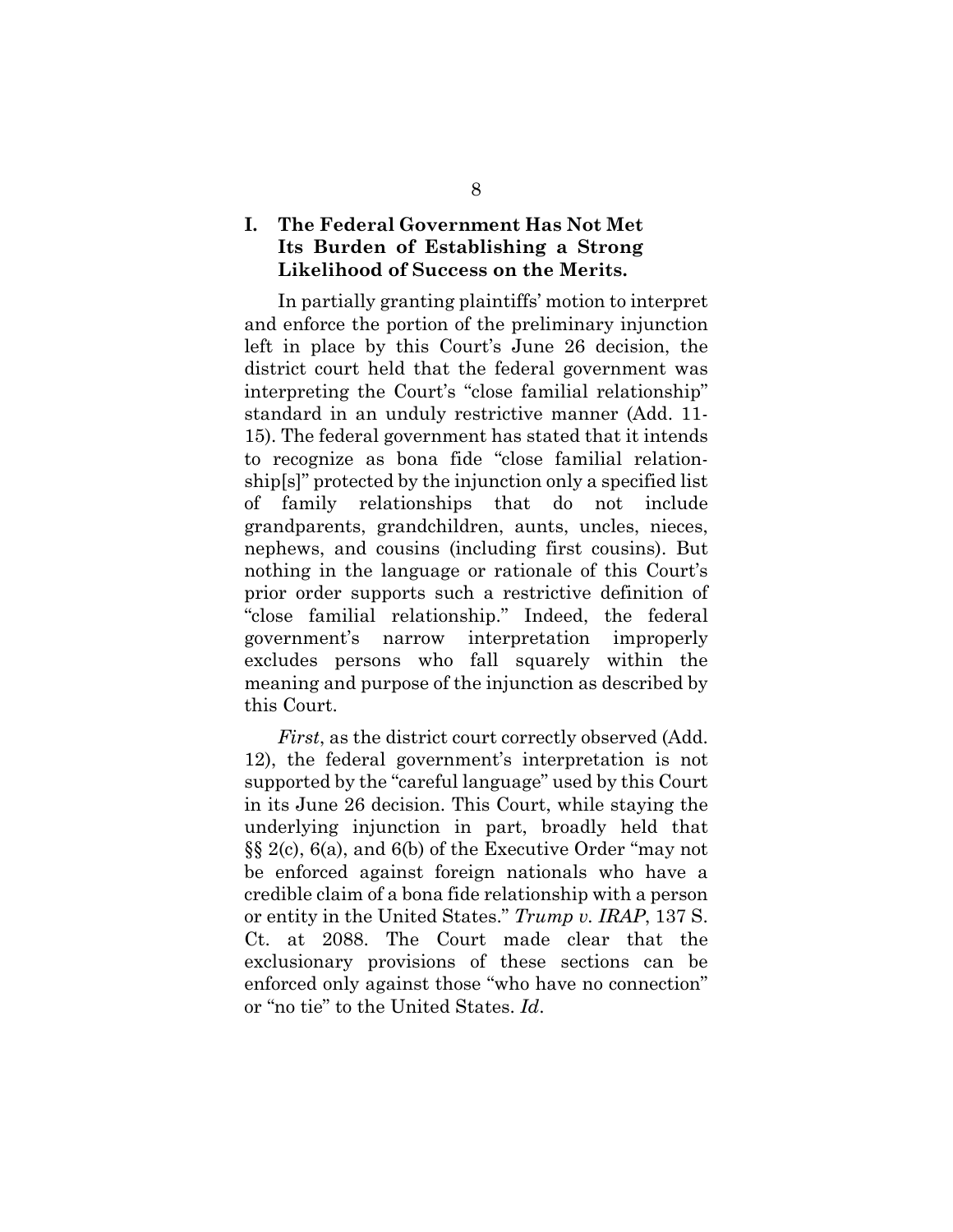## I. The Federal Government Has Not Met Its Burden of Establishing a Strong Likelihood of Success on the Merits.

In partially granting plaintiffs' motion to interpret and enforce the portion of the preliminary injunction left in place by this Court's June 26 decision, the district court held that the federal government was interpreting the Court's "close familial relationship" standard in an unduly restrictive manner (Add. 11-15). The federal government has stated that it intends to recognize as bona fide "close familial relationship[s]" protected by the injunction only a specified list of family relationships that do not include grandparents, grandchildren, aunts, uncles, nieces, nephews, and cousins (including first cousins). But nothing in the language or rationale of this Court's prior order supports such a restrictive definition of "close familial relationship." Indeed, the federal government's narrow interpretation improperly excludes persons who fall squarely within the meaning and purpose of the injunction as described by this Court.

*First*, as the district court correctly observed (Add. 12), the federal government's interpretation is not supported by the "careful language" used by this Court in its June 26 decision. This Court, while staying the underlying injunction in part, broadly held that §§ 2(c), 6(a), and 6(b) of the Executive Order "may not be enforced against foreign nationals who have a credible claim of a bona fide relationship with a person or entity in the United States." *Trump v. IRAP*, 137 S. Ct. at 2088. The Court made clear that the exclusionary provisions of these sections can be enforced only against those "who have no connection" or "no tie" to the United States. *Id*.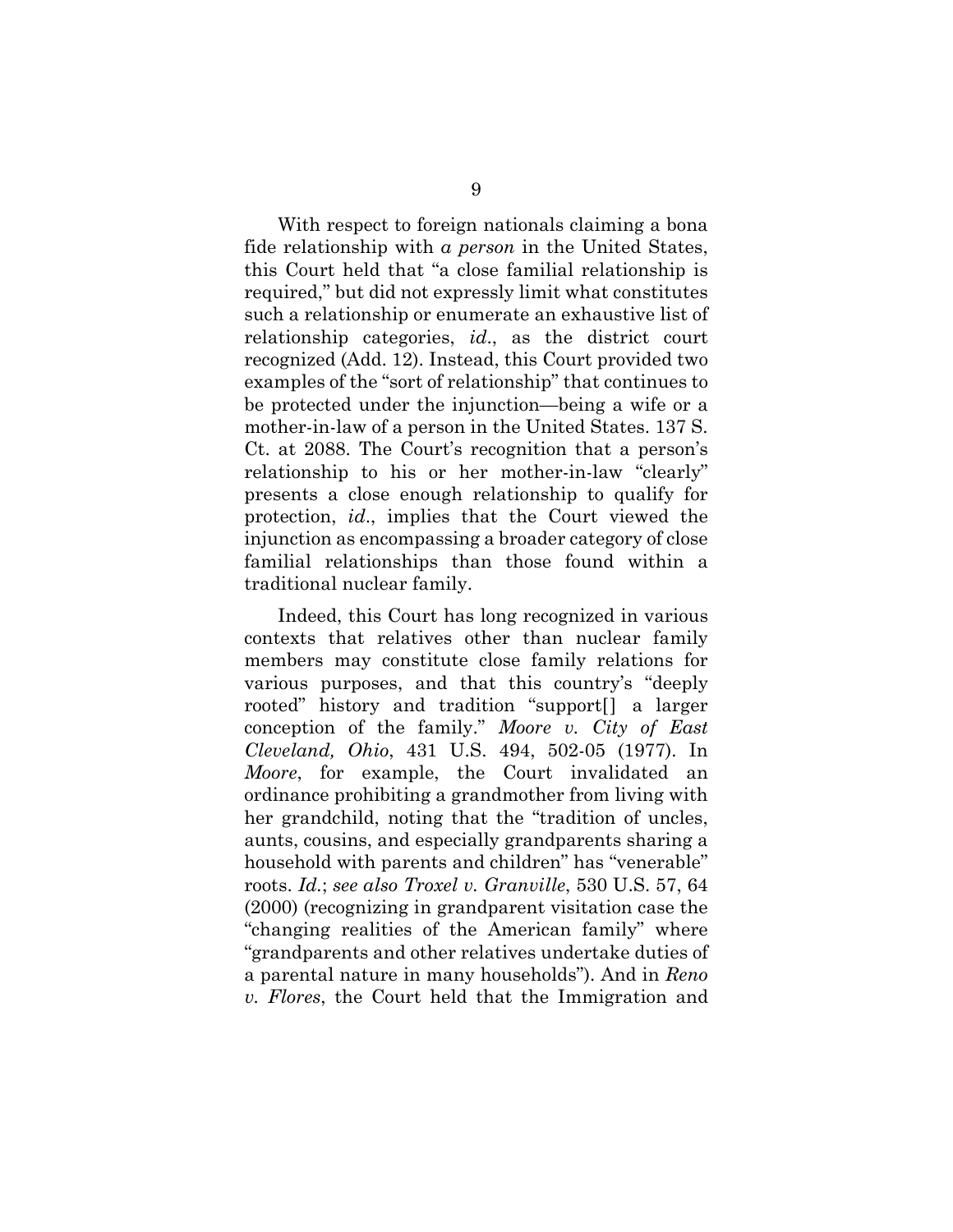With respect to foreign nationals claiming a bona fide relationship with *a person* in the United States, this Court held that "a close familial relationship is required," but did not expressly limit what constitutes such a relationship or enumerate an exhaustive list of relationship categories, *id*., as the district court recognized (Add. 12). Instead, this Court provided two examples of the "sort of relationship" that continues to be protected under the injunction—being a wife or a mother-in-law of a person in the United States. 137 S. Ct. at 2088. The Court's recognition that a person's relationship to his or her mother-in-law "clearly" presents a close enough relationship to qualify for protection, *id*., implies that the Court viewed the injunction as encompassing a broader category of close familial relationships than those found within a traditional nuclear family.

Indeed, this Court has long recognized in various contexts that relatives other than nuclear family members may constitute close family relations for various purposes, and that this country's "deeply rooted" history and tradition "support[] a larger conception of the family." *Moore v. City of East Cleveland, Ohio*, 431 U.S. 494, 502-05 (1977). In *Moore*, for example, the Court invalidated an ordinance prohibiting a grandmother from living with her grandchild, noting that the "tradition of uncles, aunts, cousins, and especially grandparents sharing a household with parents and children" has "venerable" roots. *Id.*; *see also Troxel v. Granville*, 530 U.S. 57, 64 (2000) (recognizing in grandparent visitation case the "changing realities of the American family" where "grandparents and other relatives undertake duties of a parental nature in many households"). And in *Reno v. Flores*, the Court held that the Immigration and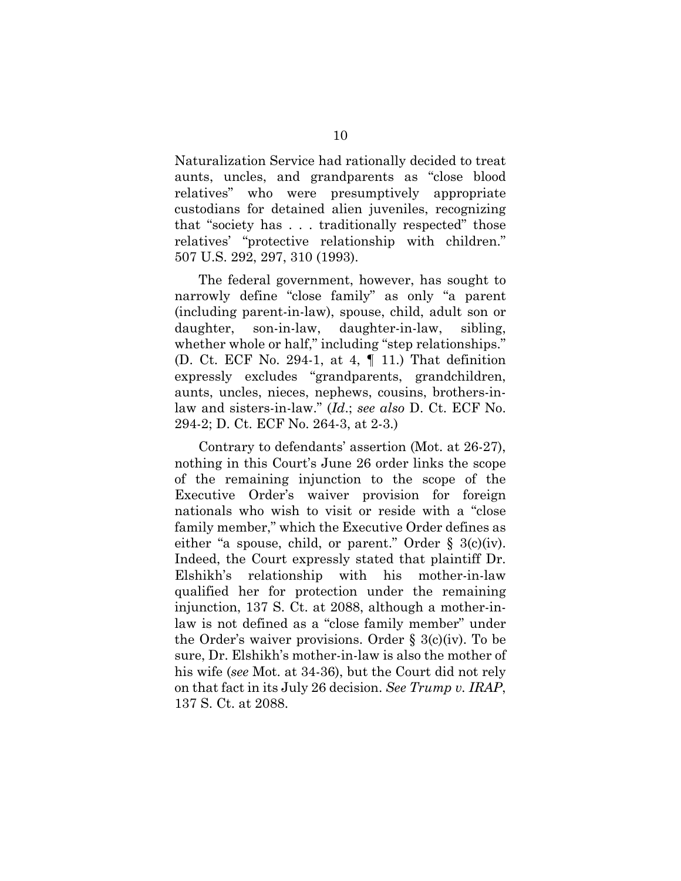Naturalization Service had rationally decided to treat aunts, uncles, and grandparents as "close blood relatives" who were presumptively appropriate custodians for detained alien juveniles, recognizing that "society has . . . traditionally respected" those relatives' "protective relationship with children." 507 U.S. 292, 297, 310 (1993).

The federal government, however, has sought to narrowly define "close family" as only "a parent (including parent-in-law), spouse, child, adult son or daughter, son-in-law, daughter-in-law, sibling, whether whole or half," including "step relationships." (D. Ct. ECF No. 294-1, at 4, ¶ 11.) That definition expressly excludes "grandparents, grandchildren, aunts, uncles, nieces, nephews, cousins, brothers-in-law and sisters-in-law." (*Id.*; *see also* D. Ct. ECF No. 294-2; D. Ct. ECF No. 264-3, at 2-3.)

Contrary to defendants' assertion (Mot. at 26-27), nothing in this Court's June 26 order links the scope of the remaining injunction to the scope of the Executive Order's waiver provision for foreign nationals who wish to visit or reside with a "close family member," which the Executive Order defines as either "a spouse, child, or parent." Order § 3(c)(iv). Indeed, the Court expressly stated that plaintiff Dr. Elshikh's relationship with his mother-in-law qualified her for protection under the remaining injunction, 137 S. Ct. at 2088, although a mother-in-law is not defined as a "close family member" under the Order's waiver provisions. Order § 3(c)(iv). To be sure, Dr. Elshikh's mother-in-law is also the mother of his wife (*see* Mot. at 34-36), but the Court did not rely on that fact in its July 26 decision. *See Trump v. IRAP*, 137 S. Ct. at 2088.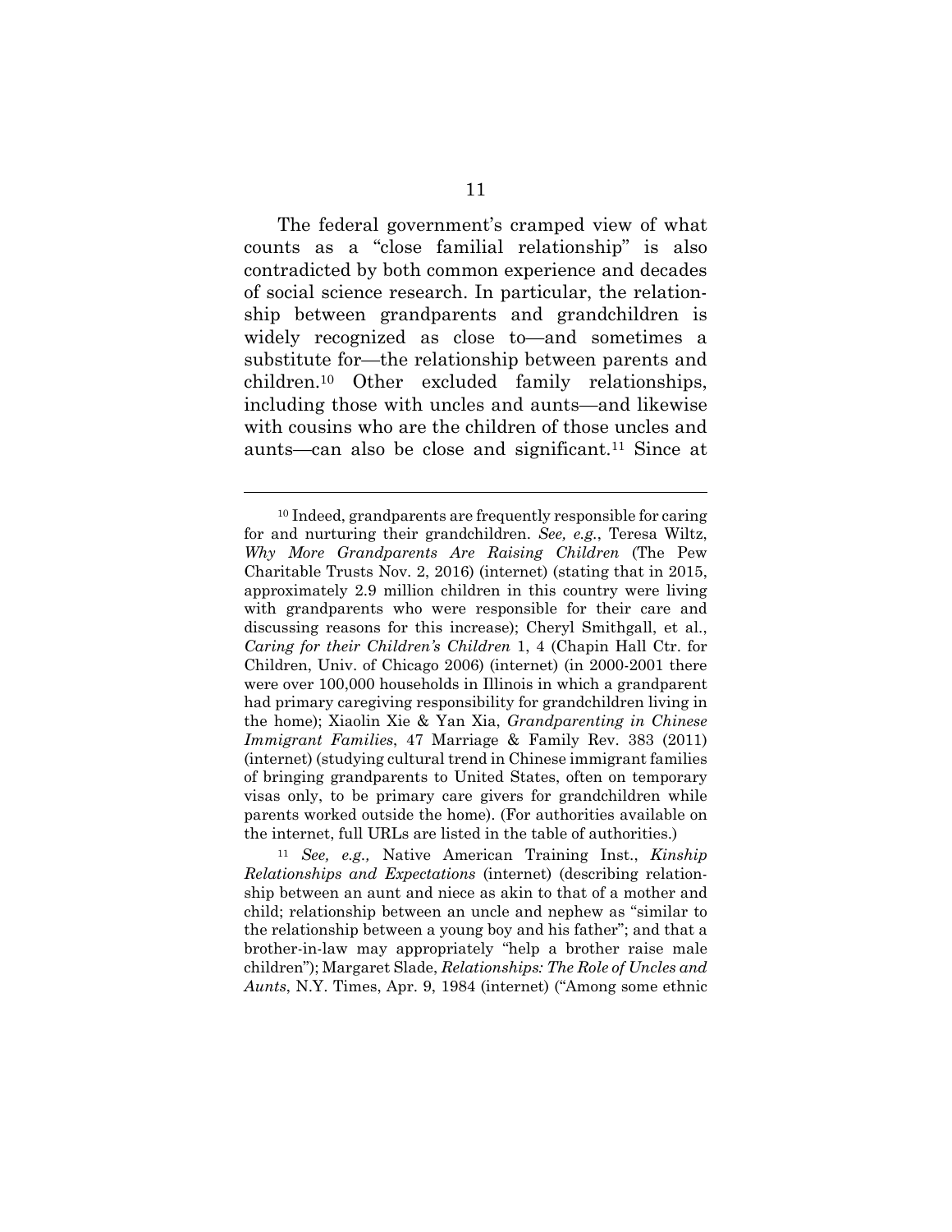The federal government's cramped view of what counts as a "close familial relationship" is also contradicted by both common experience and decades of social science research. In particular, the relationship between grandparents and grandchildren is widely recognized as close to—and sometimes a substitute for—the relationship between parents and children.[10] Other excluded family relationships, including those with uncles and aunts—and likewise with cousins who are the children of those uncles and aunts—can also be close and significant.[11] Since at

---

[10] Indeed, grandparents are frequently responsible for caring for and nurturing their grandchildren. *See, e.g.*, Teresa Wiltz, *Why More Grandparents Are Raising Children* (The Pew Charitable Trusts Nov. 2, 2016) (internet) (stating that in 2015, approximately 2.9 million children in this country were living with grandparents who were responsible for their care and discussing reasons for this increase); Cheryl Smithgall, et al., *Caring for their Children's Children* 1, 4 (Chapin Hall Ctr. for Children, Univ. of Chicago 2006) (internet) (in 2000-2001 there were over 100,000 households in Illinois in which a grandparent had primary caregiving responsibility for grandchildren living in the home); Xiaolin Xie & Yan Xia, *Grandparenting in Chinese Immigrant Families*, 47 Marriage & Family Rev. 383 (2011) (internet) (studying cultural trend in Chinese immigrant families of bringing grandparents to United States, often on temporary visas only, to be primary care givers for grandchildren while parents worked outside the home). (For authorities available on the internet, full URLs are listed in the table of authorities.)

[11] *See, e.g.,* Native American Training Inst., *Kinship Relationships and Expectations* (internet) (describing relationship between an aunt and niece as akin to that of a mother and child; relationship between an uncle and nephew as "similar to the relationship between a young boy and his father"; and that a brother-in-law may appropriately "help a brother raise male children"); Margaret Slade, *Relationships: The Role of Uncles and Aunts*, N.Y. Times, Apr. 9, 1984 (internet) ("Among some ethnic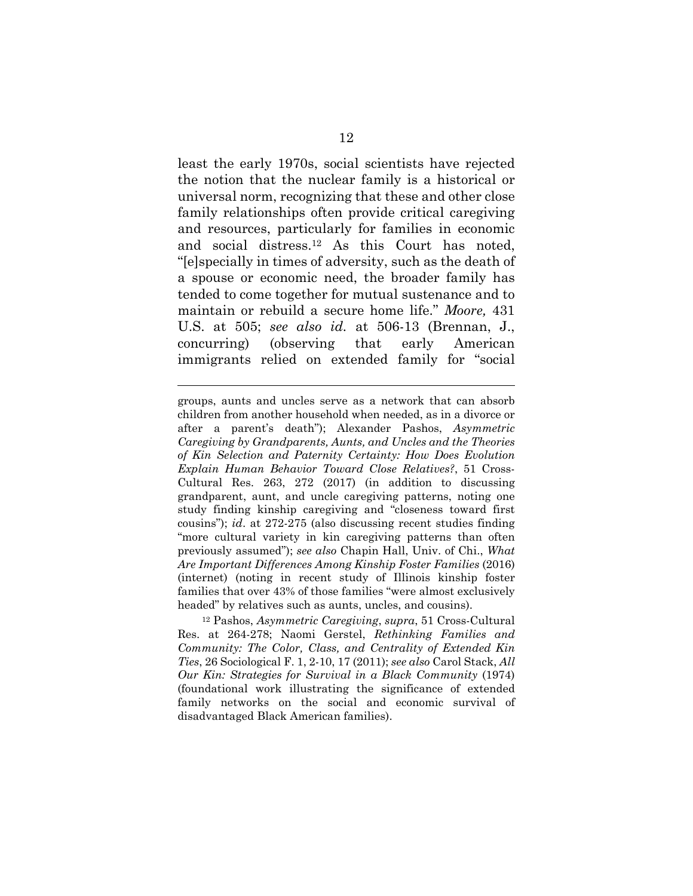least the early 1970s, social scientists have rejected the notion that the nuclear family is a historical or universal norm, recognizing that these and other close family relationships often provide critical caregiving and resources, particularly for families in economic and social distress.[12] As this Court has noted, "[e]specially in times of adversity, such as the death of a spouse or economic need, the broader family has tended to come together for mutual sustenance and to maintain or rebuild a secure home life." *Moore,* 431 U.S. at 505; *see also id.* at 506-13 (Brennan, J., concurring) (observing that early American immigrants relied on extended family for "social

---

groups, aunts and uncles serve as a network that can absorb children from another household when needed, as in a divorce or after a parent's death"); Alexander Pashos, *Asymmetric Caregiving by Grandparents, Aunts, and Uncles and the Theories of Kin Selection and Paternity Certainty: How Does Evolution Explain Human Behavior Toward Close Relatives?*, 51 Cross-Cultural Res. 263, 272 (2017) (in addition to discussing grandparent, aunt, and uncle caregiving patterns, noting one study finding kinship caregiving and "closeness toward first cousins"); *id*. at 272-275 (also discussing recent studies finding "more cultural variety in kin caregiving patterns than often previously assumed"); *see also* Chapin Hall, Univ. of Chi., *What Are Important Differences Among Kinship Foster Families* (2016) (internet) (noting in recent study of Illinois kinship foster families that over 43% of those families "were almost exclusively headed" by relatives such as aunts, uncles, and cousins).

[12] Pashos, *Asymmetric Caregiving*, *supra*, 51 Cross-Cultural Res. at 264-278; Naomi Gerstel, *Rethinking Families and Community: The Color, Class, and Centrality of Extended Kin Ties*, 26 Sociological F. 1, 2-10, 17 (2011); *see also* Carol Stack, *All Our Kin: Strategies for Survival in a Black Community* (1974) (foundational work illustrating the significance of extended family networks on the social and economic survival of disadvantaged Black American families).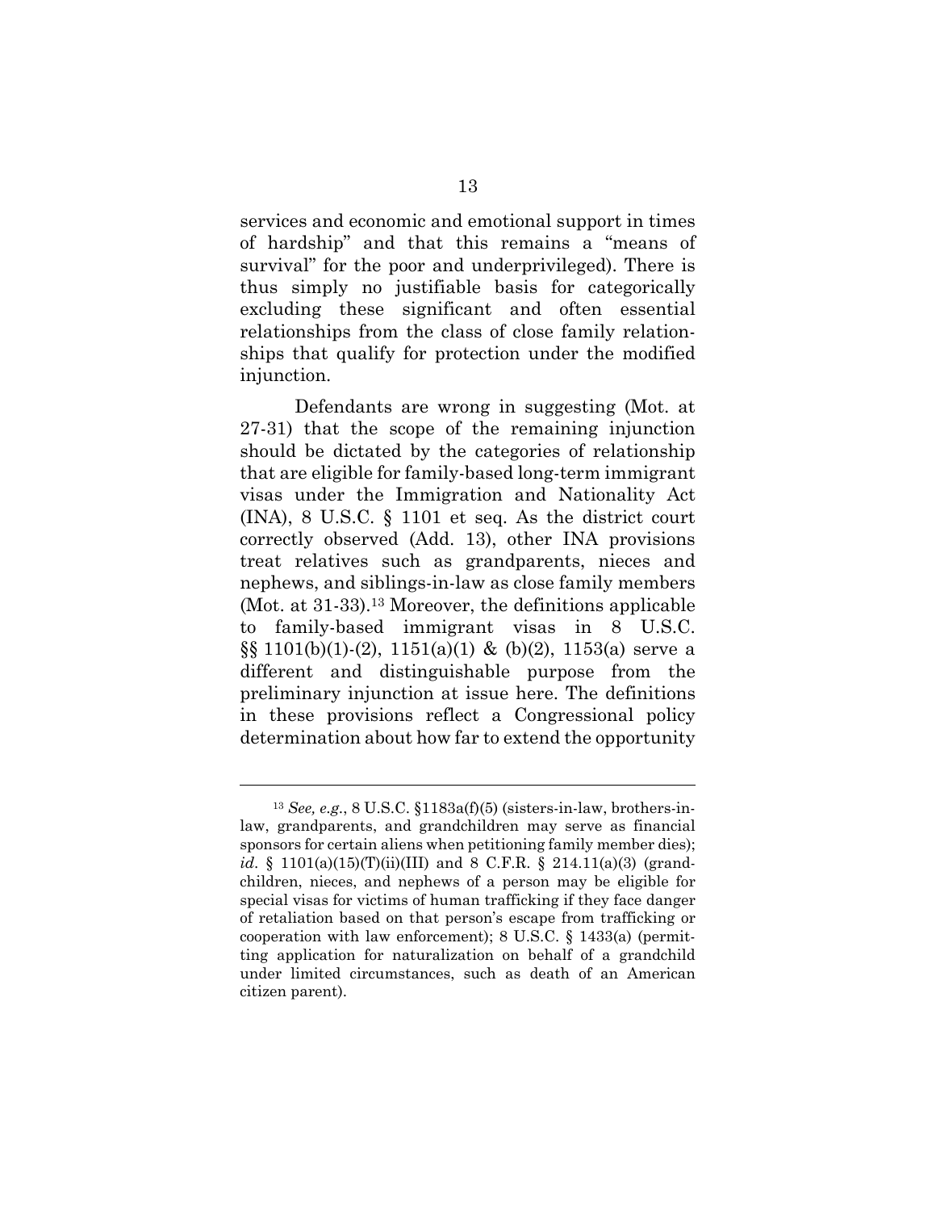services and economic and emotional support in times of hardship" and that this remains a "means of survival" for the poor and underprivileged). There is thus simply no justifiable basis for categorically excluding these significant and often essential relationships from the class of close family relationships that qualify for protection under the modified injunction.

Defendants are wrong in suggesting (Mot. at 27-31) that the scope of the remaining injunction should be dictated by the categories of relationship that are eligible for family-based long-term immigrant visas under the Immigration and Nationality Act (INA), 8 U.S.C. § 1101 et seq. As the district court correctly observed (Add. 13), other INA provisions treat relatives such as grandparents, nieces and nephews, and siblings-in-law as close family members (Mot. at 31-33).[13] Moreover, the definitions applicable to family-based immigrant visas in 8 U.S.C. §§ 1101(b)(1)-(2), 1151(a)(1) & (b)(2), 1153(a) serve a different and distinguishable purpose from the preliminary injunction at issue here. The definitions in these provisions reflect a Congressional policy determination about how far to extend the opportunity

---

[13] *See, e.g.*, 8 U.S.C. §1183a(f)(5) (sisters-in-law, brothers-in-law, grandparents, and grandchildren may serve as financial sponsors for certain aliens when petitioning family member dies); *id*. § 1101(a)(15)(T)(ii)(III) and 8 C.F.R. § 214.11(a)(3) (grandchildren, nieces, and nephews of a person may be eligible for special visas for victims of human trafficking if they face danger of retaliation based on that person's escape from trafficking or cooperation with law enforcement); 8 U.S.C. § 1433(a) (permitting application for naturalization on behalf of a grandchild under limited circumstances, such as death of an American citizen parent).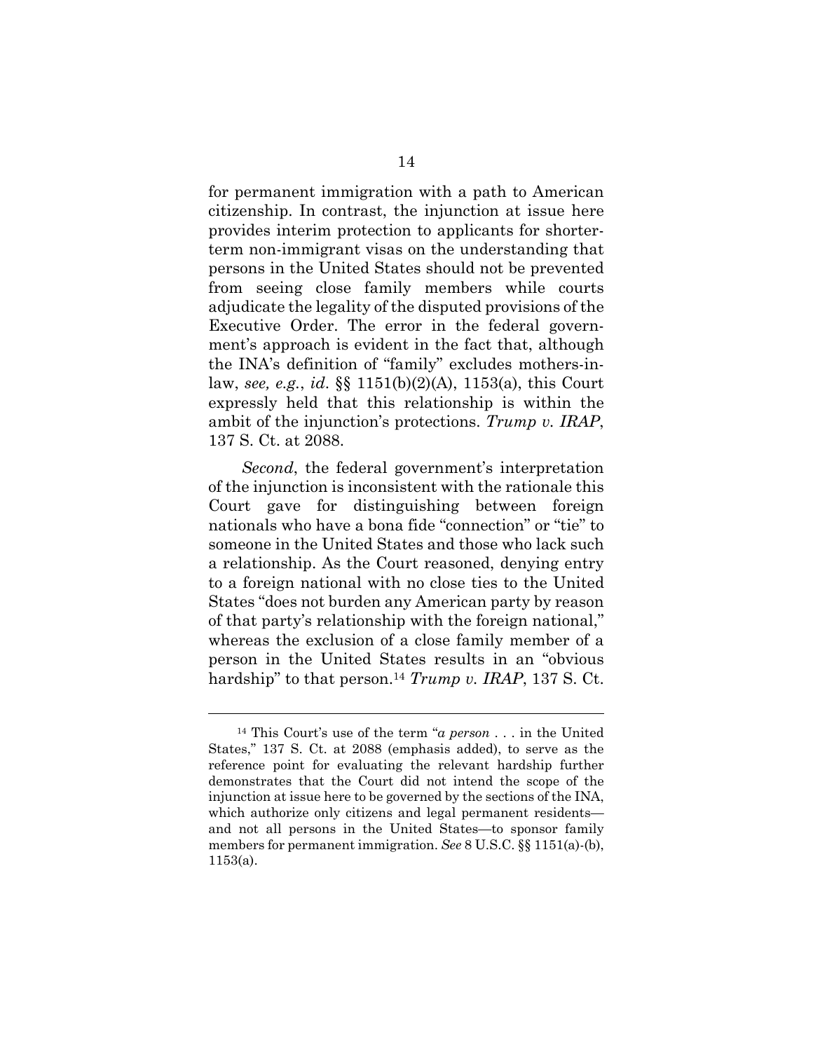for permanent immigration with a path to American citizenship. In contrast, the injunction at issue here provides interim protection to applicants for shorter-term non-immigrant visas on the understanding that persons in the United States should not be prevented from seeing close family members while courts adjudicate the legality of the disputed provisions of the Executive Order. The error in the federal government's approach is evident in the fact that, although the INA's definition of "family" excludes mothers-in-law, *see, e.g.*, *id.* §§ 1151(b)(2)(A), 1153(a), this Court expressly held that this relationship is within the ambit of the injunction's protections. *Trump v. IRAP*, 137 S. Ct. at 2088.

*Second*, the federal government's interpretation of the injunction is inconsistent with the rationale this Court gave for distinguishing between foreign nationals who have a bona fide "connection" or "tie" to someone in the United States and those who lack such a relationship. As the Court reasoned, denying entry to a foreign national with no close ties to the United States "does not burden any American party by reason of that party's relationship with the foreign national," whereas the exclusion of a close family member of a person in the United States results in an "obvious hardship" to that person.[14] *Trump v. IRAP*, 137 S. Ct.

---

[14] This Court's use of the term "*a person* . . . in the United States," 137 S. Ct. at 2088 (emphasis added), to serve as the reference point for evaluating the relevant hardship further demonstrates that the Court did not intend the scope of the injunction at issue here to be governed by the sections of the INA, which authorize only citizens and legal permanent residents—and not all persons in the United States—to sponsor family members for permanent immigration. *See* 8 U.S.C. §§ 1151(a)-(b), 1153(a).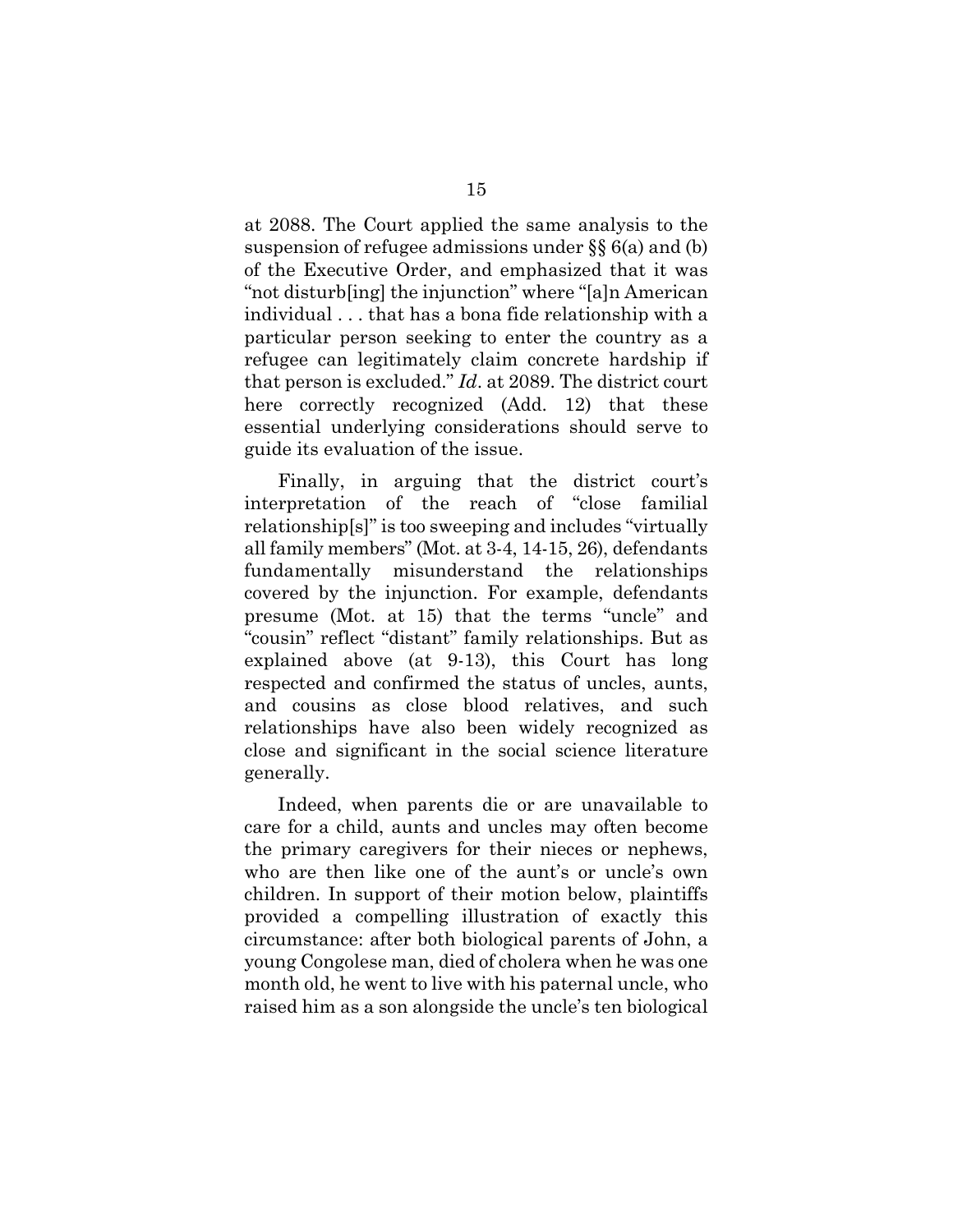at 2088. The Court applied the same analysis to the suspension of refugee admissions under §§ 6(a) and (b) of the Executive Order, and emphasized that it was "not disturb[ing] the injunction" where "[a]n American individual . . . that has a bona fide relationship with a particular person seeking to enter the country as a refugee can legitimately claim concrete hardship if that person is excluded." *Id*. at 2089. The district court here correctly recognized (Add. 12) that these essential underlying considerations should serve to guide its evaluation of the issue.

Finally, in arguing that the district court's interpretation of the reach of "close familial relationship[s]" is too sweeping and includes "virtually all family members" (Mot. at 3-4, 14-15, 26), defendants fundamentally misunderstand the relationships covered by the injunction. For example, defendants presume (Mot. at 15) that the terms "uncle" and "cousin" reflect "distant" family relationships. But as explained above (at 9-13), this Court has long respected and confirmed the status of uncles, aunts, and cousins as close blood relatives, and such relationships have also been widely recognized as close and significant in the social science literature generally.

Indeed, when parents die or are unavailable to care for a child, aunts and uncles may often become the primary caregivers for their nieces or nephews, who are then like one of the aunt's or uncle's own children. In support of their motion below, plaintiffs provided a compelling illustration of exactly this circumstance: after both biological parents of John, a young Congolese man, died of cholera when he was one month old, he went to live with his paternal uncle, who raised him as a son alongside the uncle's ten biological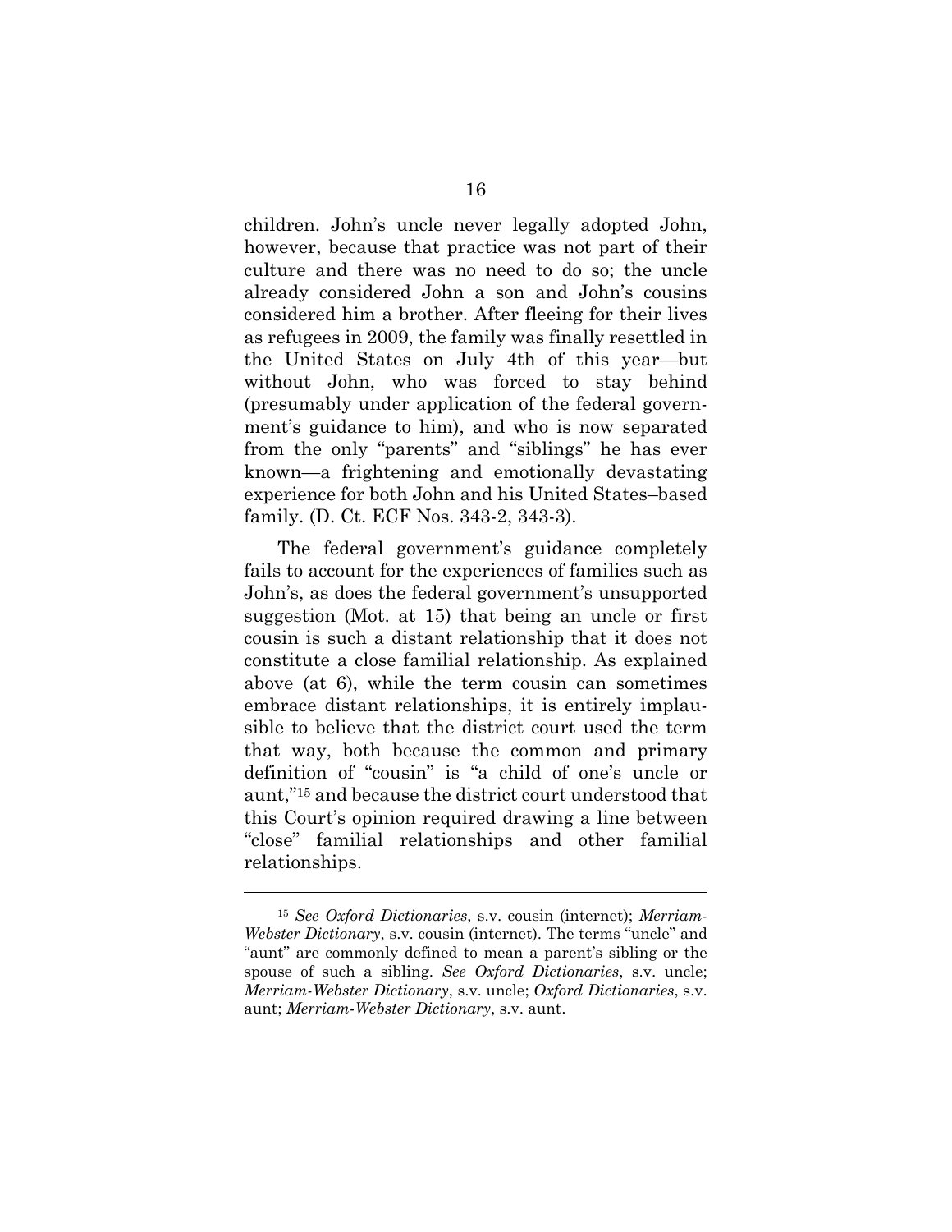children. John's uncle never legally adopted John, however, because that practice was not part of their culture and there was no need to do so; the uncle already considered John a son and John's cousins considered him a brother. After fleeing for their lives as refugees in 2009, the family was finally resettled in the United States on July 4th of this year—but without John, who was forced to stay behind (presumably under application of the federal government's guidance to him), and who is now separated from the only "parents" and "siblings" he has ever known—a frightening and emotionally devastating experience for both John and his United States–based family. (D. Ct. ECF Nos. 343-2, 343-3).

The federal government's guidance completely fails to account for the experiences of families such as John's, as does the federal government's unsupported suggestion (Mot. at 15) that being an uncle or first cousin is such a distant relationship that it does not constitute a close familial relationship. As explained above (at 6), while the term cousin can sometimes embrace distant relationships, it is entirely implausible to believe that the district court used the term that way, both because the common and primary definition of "cousin" is "a child of one's uncle or aunt,"[15] and because the district court understood that this Court's opinion required drawing a line between "close" familial relationships and other familial relationships.

---

[15] *See Oxford Dictionaries*, s.v. cousin (internet); *Merriam-Webster Dictionary*, s.v. cousin (internet). The terms "uncle" and "aunt" are commonly defined to mean a parent's sibling or the spouse of such a sibling. *See Oxford Dictionaries*, s.v. uncle; *Merriam-Webster Dictionary*, s.v. uncle; *Oxford Dictionaries*, s.v. aunt; *Merriam-Webster Dictionary*, s.v. aunt.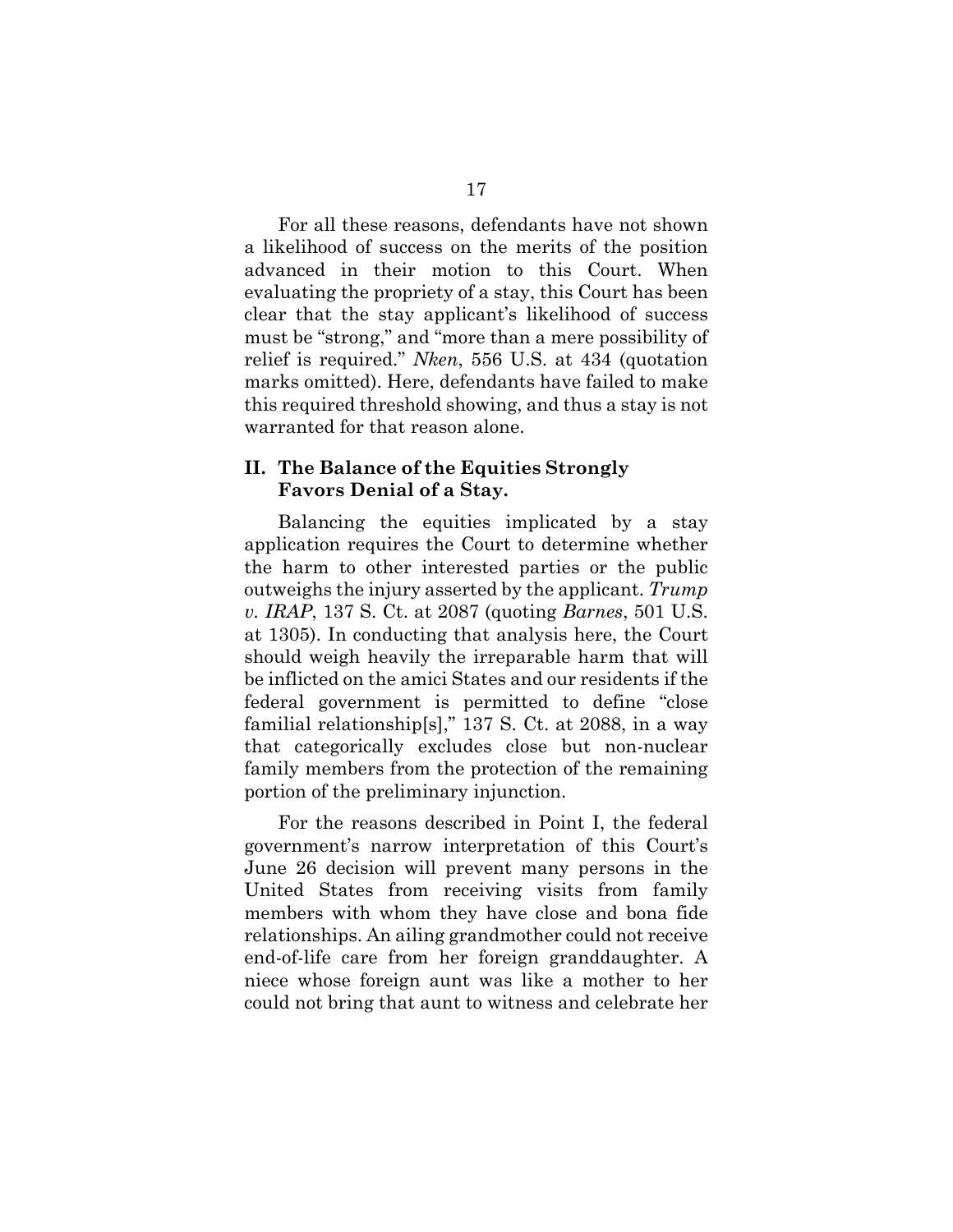For all these reasons, defendants have not shown a likelihood of success on the merits of the position advanced in their motion to this Court. When evaluating the propriety of a stay, this Court has been clear that the stay applicant's likelihood of success must be "strong," and "more than a mere possibility of relief is required." *Nken*, 556 U.S. at 434 (quotation marks omitted). Here, defendants have failed to make this required threshold showing, and thus a stay is not warranted for that reason alone.

## II. The Balance of the Equities Strongly Favors Denial of a Stay.

Balancing the equities implicated by a stay application requires the Court to determine whether the harm to other interested parties or the public outweighs the injury asserted by the applicant. *Trump v. IRAP*, 137 S. Ct. at 2087 (quoting *Barnes*, 501 U.S. at 1305). In conducting that analysis here, the Court should weigh heavily the irreparable harm that will be inflicted on the amici States and our residents if the federal government is permitted to define "close familial relationship[s]," 137 S. Ct. at 2088, in a way that categorically excludes close but non-nuclear family members from the protection of the remaining portion of the preliminary injunction.

For the reasons described in Point I, the federal government's narrow interpretation of this Court's June 26 decision will prevent many persons in the United States from receiving visits from family members with whom they have close and bona fide relationships. An ailing grandmother could not receive end-of-life care from her foreign granddaughter. A niece whose foreign aunt was like a mother to her could not bring that aunt to witness and celebrate her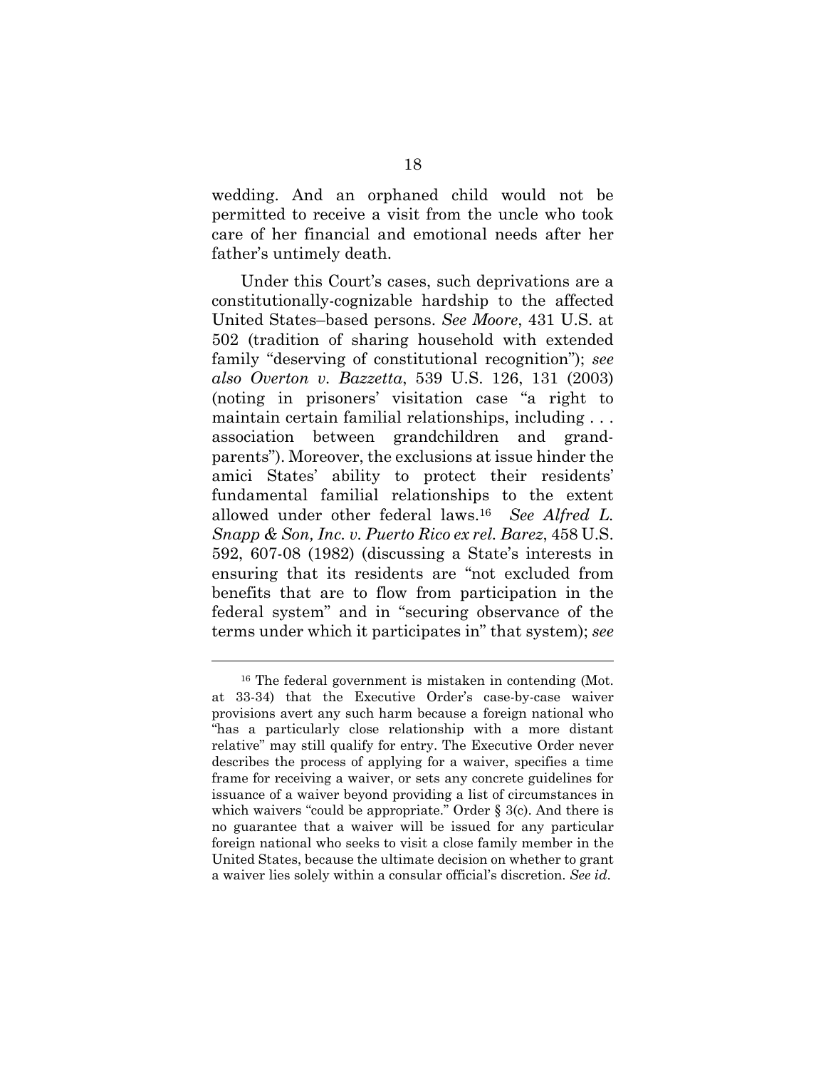wedding. And an orphaned child would not be permitted to receive a visit from the uncle who took care of her financial and emotional needs after her father's untimely death.

Under this Court's cases, such deprivations are a constitutionally-cognizable hardship to the affected United States–based persons. *See Moore*, 431 U.S. at 502 (tradition of sharing household with extended family "deserving of constitutional recognition"); *see also Overton v. Bazzetta*, 539 U.S. 126, 131 (2003) (noting in prisoners' visitation case "a right to maintain certain familial relationships, including . . . association between grandchildren and grandparents"). Moreover, the exclusions at issue hinder the amici States' ability to protect their residents' fundamental familial relationships to the extent allowed under other federal laws.[16] *See Alfred L. Snapp & Son, Inc. v. Puerto Rico ex rel. Barez*, 458 U.S. 592, 607-08 (1982) (discussing a State's interests in ensuring that its residents are "not excluded from benefits that are to flow from participation in the federal system" and in "securing observance of the terms under which it participates in" that system); *see*

---

[16] The federal government is mistaken in contending (Mot. at 33-34) that the Executive Order's case-by-case waiver provisions avert any such harm because a foreign national who "has a particularly close relationship with a more distant relative" may still qualify for entry. The Executive Order never describes the process of applying for a waiver, specifies a time frame for receiving a waiver, or sets any concrete guidelines for issuance of a waiver beyond providing a list of circumstances in which waivers "could be appropriate." Order § 3(c). And there is no guarantee that a waiver will be issued for any particular foreign national who seeks to visit a close family member in the United States, because the ultimate decision on whether to grant a waiver lies solely within a consular official's discretion. *See id.*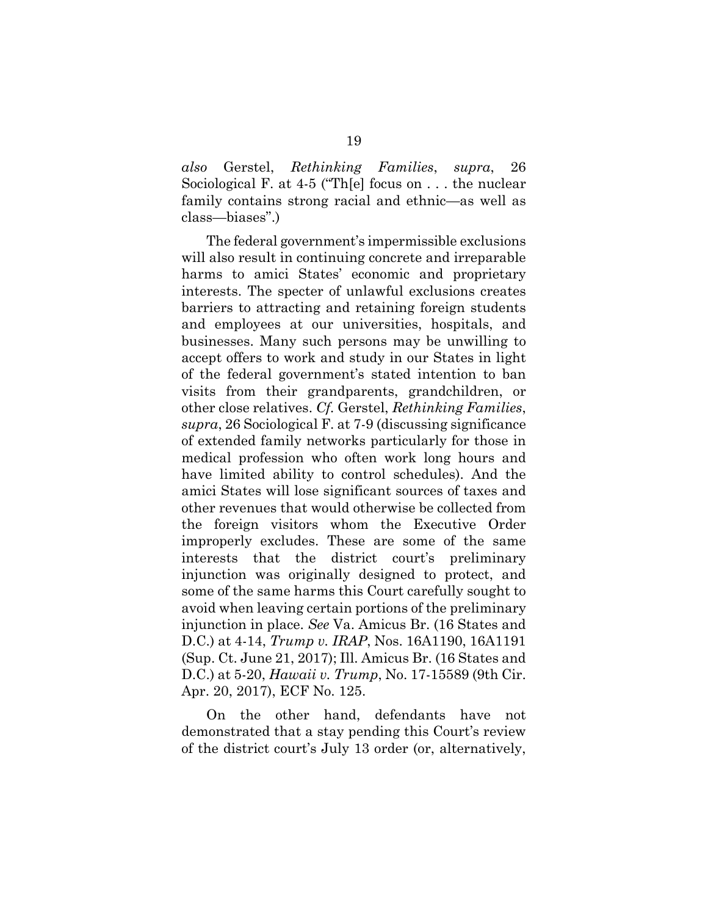*also* Gerstel, *Rethinking Families*, *supra*, 26 Sociological F. at 4-5 ("Th[e] focus on . . . the nuclear family contains strong racial and ethnic—as well as class—biases".)

The federal government's impermissible exclusions will also result in continuing concrete and irreparable harms to amici States' economic and proprietary interests. The specter of unlawful exclusions creates barriers to attracting and retaining foreign students and employees at our universities, hospitals, and businesses. Many such persons may be unwilling to accept offers to work and study in our States in light of the federal government's stated intention to ban visits from their grandparents, grandchildren, or other close relatives. *Cf.* Gerstel, *Rethinking Families*, *supra*, 26 Sociological F. at 7-9 (discussing significance of extended family networks particularly for those in medical profession who often work long hours and have limited ability to control schedules). And the amici States will lose significant sources of taxes and other revenues that would otherwise be collected from the foreign visitors whom the Executive Order improperly excludes. These are some of the same interests that the district court's preliminary injunction was originally designed to protect, and some of the same harms this Court carefully sought to avoid when leaving certain portions of the preliminary injunction in place. *See* Va. Amicus Br. (16 States and D.C.) at 4-14, *Trump v. IRAP*, Nos. 16A1190, 16A1191 (Sup. Ct. June 21, 2017); Ill. Amicus Br. (16 States and D.C.) at 5-20, *Hawaii v. Trump*, No. 17-15589 (9th Cir. Apr. 20, 2017), ECF No. 125.

On the other hand, defendants have not demonstrated that a stay pending this Court's review of the district court's July 13 order (or, alternatively,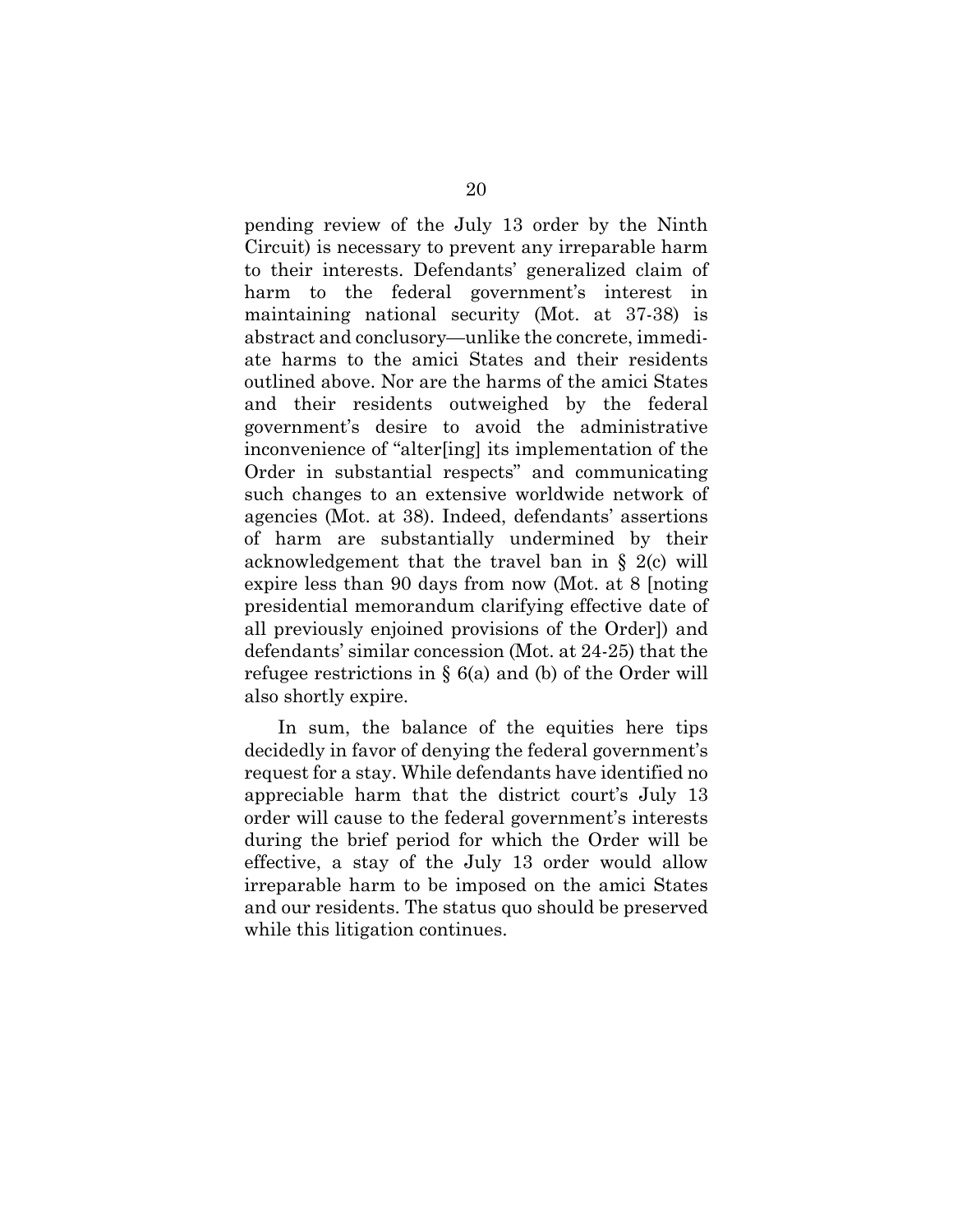pending review of the July 13 order by the Ninth Circuit) is necessary to prevent any irreparable harm to their interests. Defendants' generalized claim of harm to the federal government's interest in maintaining national security (Mot. at 37-38) is abstract and conclusory—unlike the concrete, immediate harms to the amici States and their residents outlined above. Nor are the harms of the amici States and their residents outweighed by the federal government's desire to avoid the administrative inconvenience of "alter[ing] its implementation of the Order in substantial respects" and communicating such changes to an extensive worldwide network of agencies (Mot. at 38). Indeed, defendants' assertions of harm are substantially undermined by their acknowledgement that the travel ban in § 2(c) will expire less than 90 days from now (Mot. at 8 [noting presidential memorandum clarifying effective date of all previously enjoined provisions of the Order]) and defendants' similar concession (Mot. at 24-25) that the refugee restrictions in § 6(a) and (b) of the Order will also shortly expire.

In sum, the balance of the equities here tips decidedly in favor of denying the federal government's request for a stay. While defendants have identified no appreciable harm that the district court's July 13 order will cause to the federal government's interests during the brief period for which the Order will be effective, a stay of the July 13 order would allow irreparable harm to be imposed on the amici States and our residents. The status quo should be preserved while this litigation continues.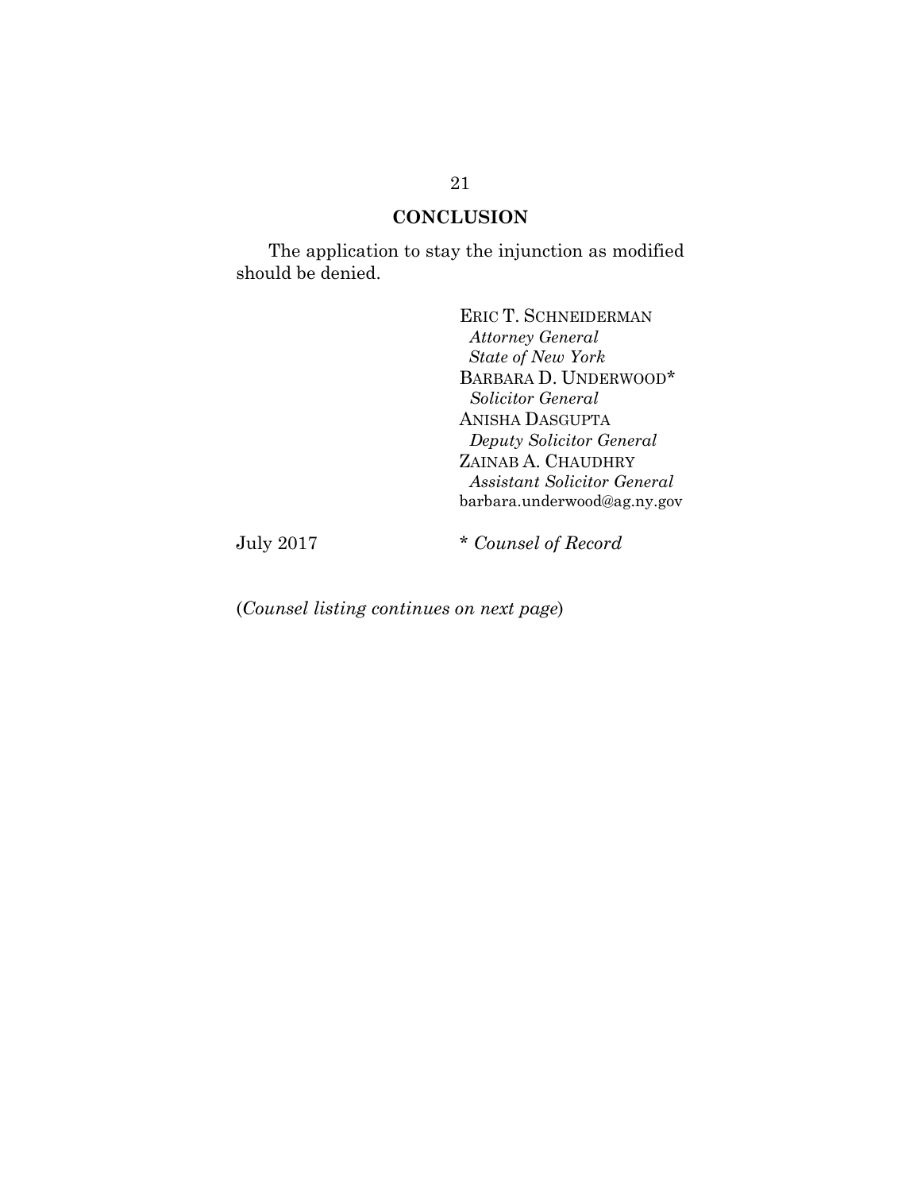## CONCLUSION

The application to stay the injunction as modified should be denied.

ERIC T. SCHNEIDERMAN  
*Attorney General*  
*State of New York*  
BARBARA D. UNDERWOOD*  
*Solicitor General*  
ANISHA DASGUPTA  
*Deputy Solicitor General*  
ZAINAB A. CHAUDHRY  
*Assistant Solicitor General*  
barbara.underwood@ag.ny.gov

July 2017 * *Counsel of Record*

(*Counsel listing continues on next page*)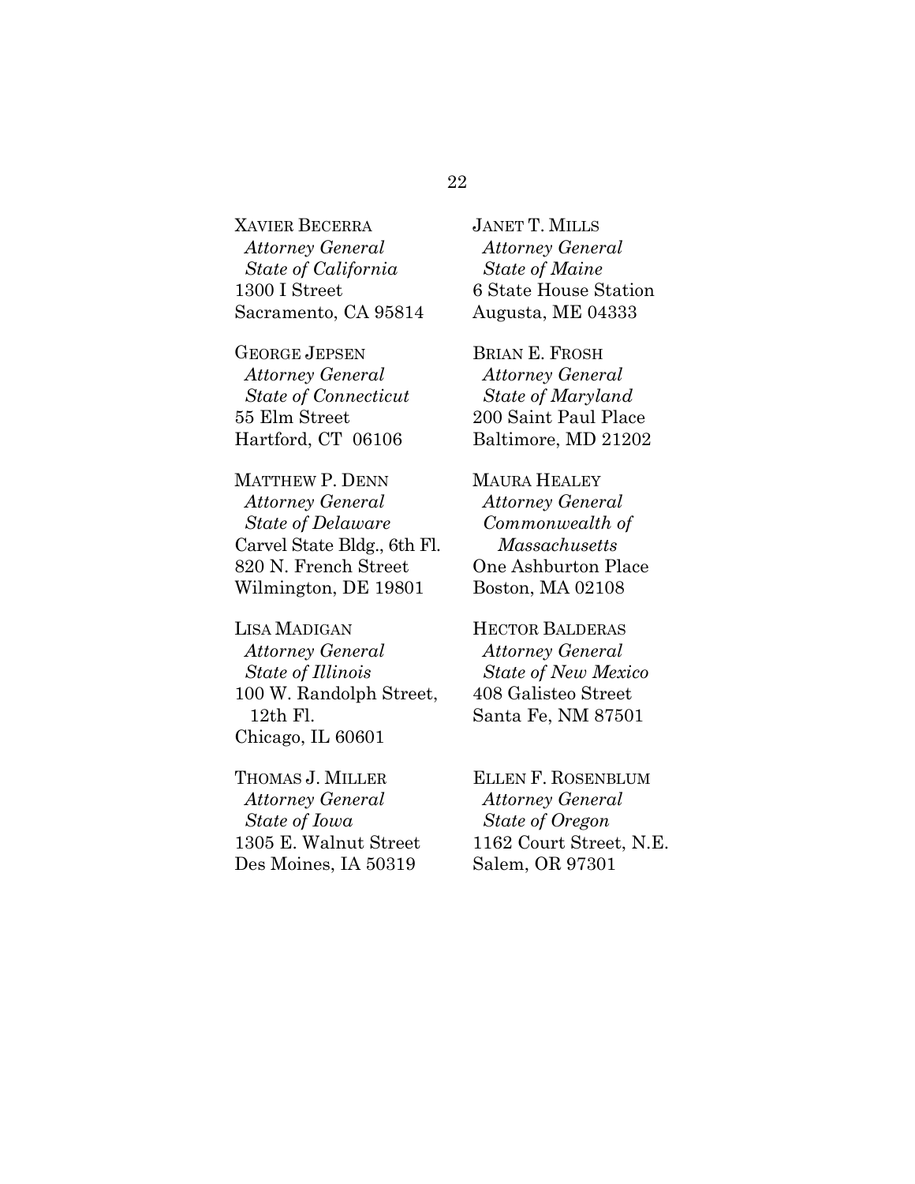XAVIER BECERRA
*Attorney General*
*State of California*
1300 I Street
Sacramento, CA 95814

GEORGE JEPSEN
*Attorney General*
*State of Connecticut*
55 Elm Street
Hartford, CT 06106

MATTHEW P. DENN
*Attorney General*
*State of Delaware*
Carvel State Bldg., 6th Fl.
820 N. French Street
Wilmington, DE 19801

LISA MADIGAN
*Attorney General*
*State of Illinois*
100 W. Randolph Street, 12th Fl.
Chicago, IL 60601

THOMAS J. MILLER
*Attorney General*
*State of Iowa*
1305 E. Walnut Street
Des Moines, IA 50319

JANET T. MILLS
*Attorney General*
*State of Maine*
6 State House Station
Augusta, ME 04333

BRIAN E. FROSH
*Attorney General*
*State of Maryland*
200 Saint Paul Place
Baltimore, MD 21202

MAURA HEALEY
*Attorney General*
*Commonwealth of Massachusetts*
One Ashburton Place
Boston, MA 02108

HECTOR BALDERAS
*Attorney General*
*State of New Mexico*
408 Galisteo Street
Santa Fe, NM 87501

ELLEN F. ROSENBLUM
*Attorney General*
*State of Oregon*
1162 Court Street, N.E.
Salem, OR 97301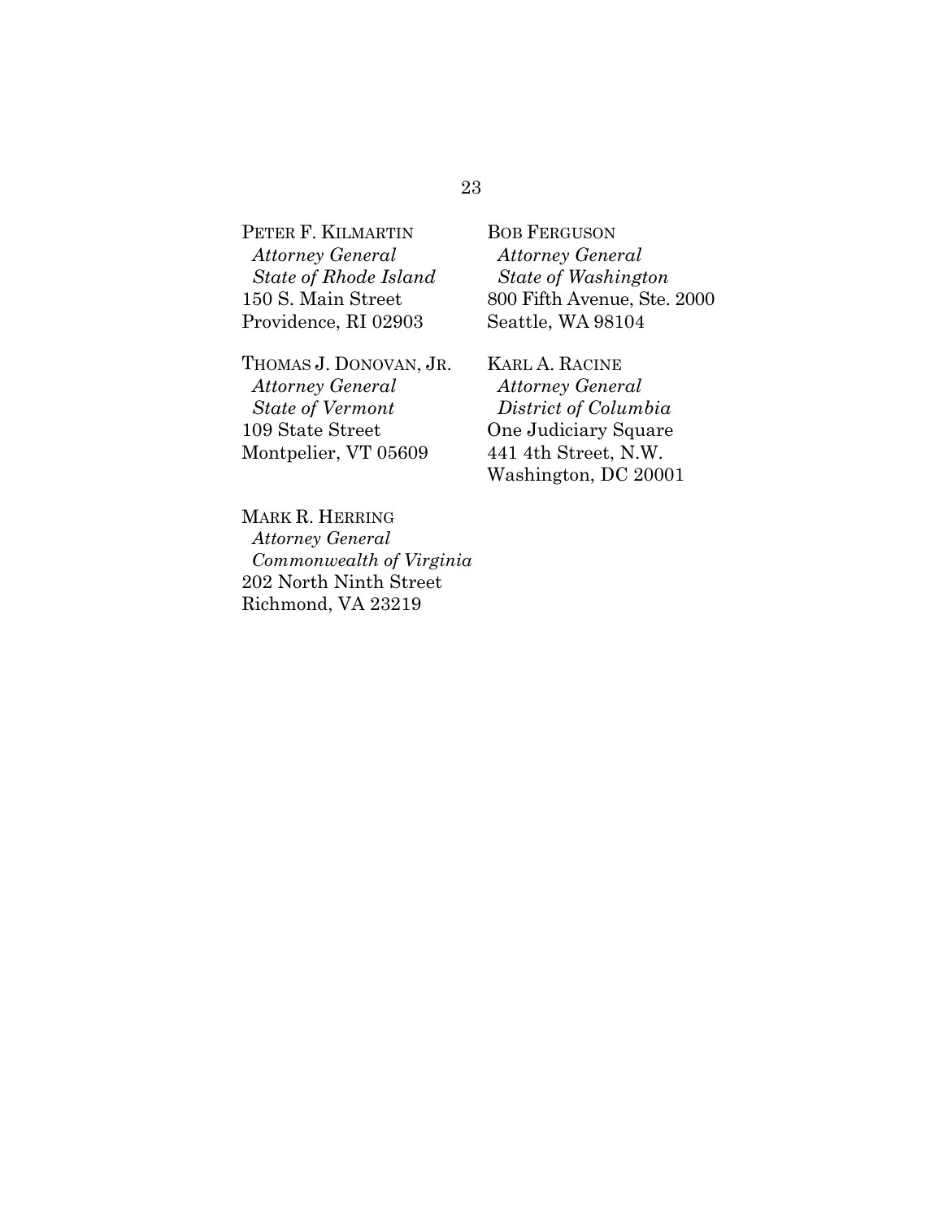PETER F. KILMARTIN
*Attorney General*
*State of Rhode Island*
150 S. Main Street
Providence, RI 02903

THOMAS J. DONOVAN, JR.
*Attorney General*
*State of Vermont*
109 State Street
Montpelier, VT 05609

MARK R. HERRING
*Attorney General*
*Commonwealth of Virginia*
202 North Ninth Street
Richmond, VA 23219

BOB FERGUSON
*Attorney General*
*State of Washington*
800 Fifth Avenue, Ste. 2000
Seattle, WA 98104

KARL A. RACINE
*Attorney General*
*District of Columbia*
One Judiciary Square
441 4th Street, N.W.
Washington, DC 20001